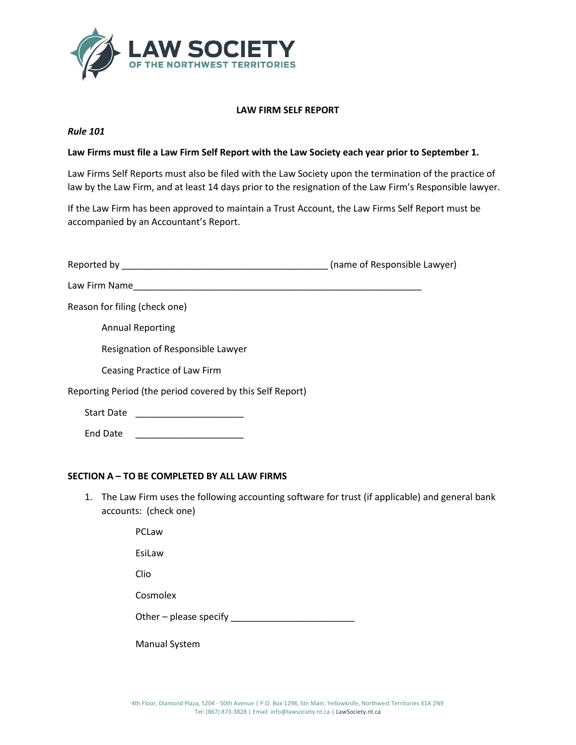**LAW SOCIETY**
**OF THE NORTHWEST TERRITORIES**

# LAW FIRM SELF REPORT

***Rule 101***

**Law Firms must file a Law Firm Self Report with the Law Society each year prior to September 1.**

Law Firms Self Reports must also be filed with the Law Society upon the termination of the practice of law by the Law Firm, and at least 14 days prior to the resignation of the Law Firm's Responsible lawyer.

If the Law Firm has been approved to maintain a Trust Account, the Law Firms Self Report must be accompanied by an Accountant's Report.

Reported by ________________________________________ (name of Responsible Lawyer)

Law Firm Name__________________________________________________________

Reason for filing (check one)

- Annual Reporting
- Resignation of Responsible Lawyer
- Ceasing Practice of Law Firm

Reporting Period (the period covered by this Self Report)

Start Date _____________________

End Date _____________________

## SECTION A – TO BE COMPLETED BY ALL LAW FIRMS

1. The Law Firm uses the following accounting software for trust (if applicable) and general bank accounts: (check one)
   - PCLaw
   - EsiLaw
   - Clio
   - Cosmolex
   - Other – please specify ________________________
   - Manual System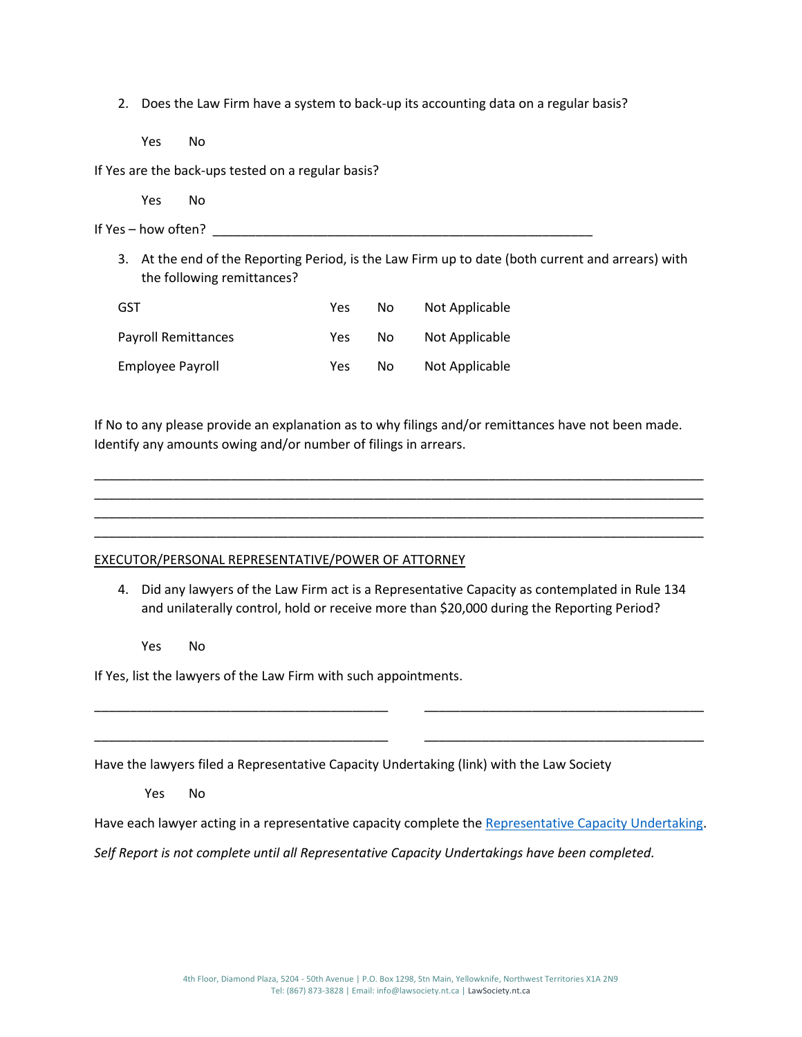2. Does the Law Firm have a system to back-up its accounting data on a regular basis?

   Yes     No

If Yes are the back-ups tested on a regular basis?

   Yes     No

If Yes – how often? ______________________________________________________

3. At the end of the Reporting Period, is the Law Firm up to date (both current and arrears) with the following remittances?

| | | | |
|---|---|---|---|
| GST | Yes | No | Not Applicable |
| Payroll Remittances | Yes | No | Not Applicable |
| Employee Payroll | Yes | No | Not Applicable |

If No to any please provide an explanation as to why filings and/or remittances have not been made. Identify any amounts owing and/or number of filings in arrears.

_____________________________________________________________________________________
_____________________________________________________________________________________
_____________________________________________________________________________________
_____________________________________________________________________________________

<u>EXECUTOR/PERSONAL REPRESENTATIVE/POWER OF ATTORNEY</u>

4. Did any lawyers of the Law Firm act is a Representative Capacity as contemplated in Rule 134 and unilaterally control, hold or receive more than $20,000 during the Reporting Period?

   Yes     No

If Yes, list the lawyers of the Law Firm with such appointments.

_________________________________________     _________________________________________

_________________________________________     _________________________________________

Have the lawyers filed a Representative Capacity Undertaking (link) with the Law Society

   Yes     No

Have each lawyer acting in a representative capacity complete the Representative Capacity Undertaking.

*Self Report is not complete until all Representative Capacity Undertakings have been completed.*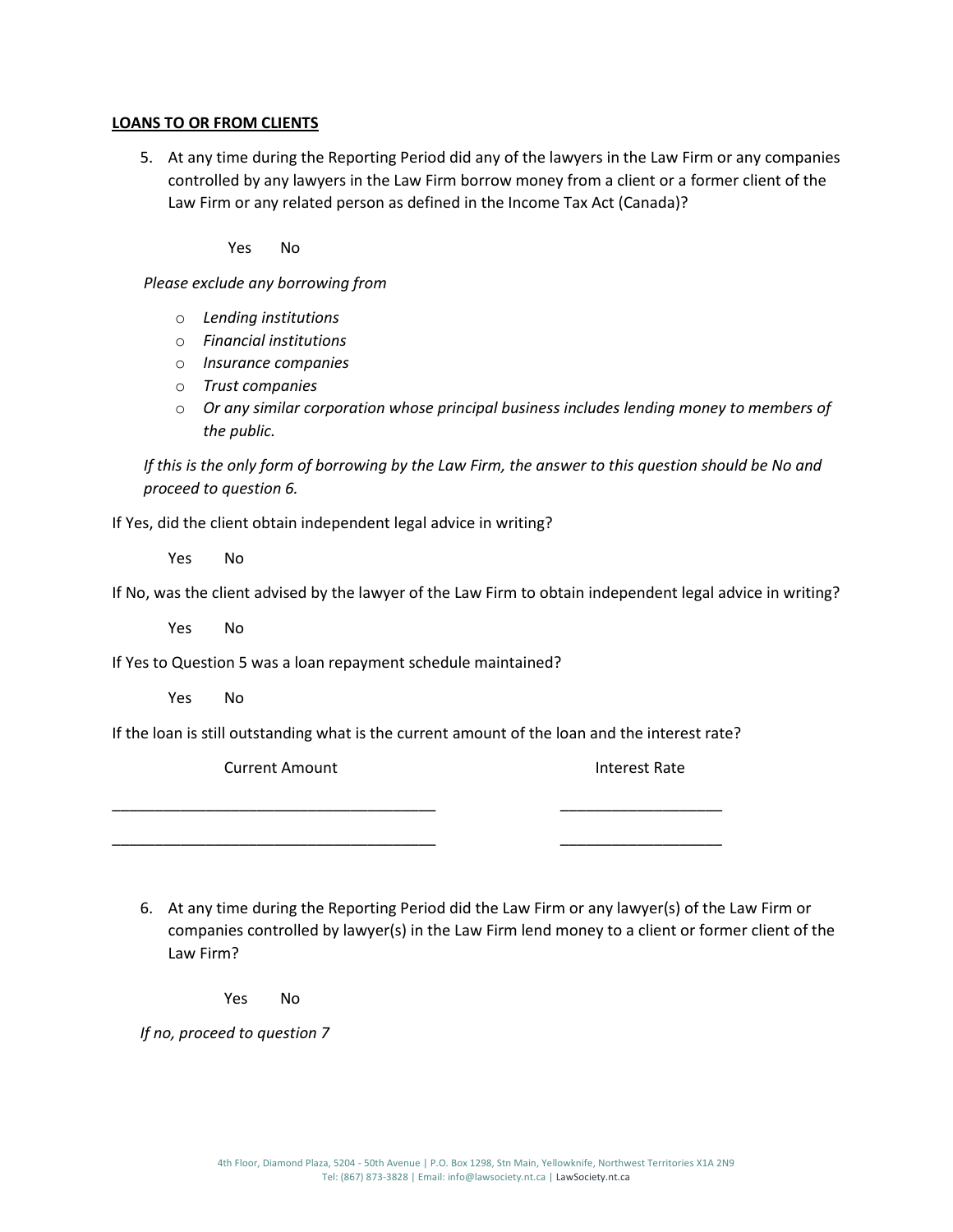**LOANS TO OR FROM CLIENTS**

5. At any time during the Reporting Period did any of the lawyers in the Law Firm or any companies controlled by any lawyers in the Law Firm borrow money from a client or a former client of the Law Firm or any related person as defined in the Income Tax Act (Canada)?

   Yes No

*Please exclude any borrowing from*

- *Lending institutions*
- *Financial institutions*
- *Insurance companies*
- *Trust companies*
- *Or any similar corporation whose principal business includes lending money to members of the public.*

*If this is the only form of borrowing by the Law Firm, the answer to this question should be No and proceed to question 6.*

If Yes, did the client obtain independent legal advice in writing?

Yes No

If No, was the client advised by the lawyer of the Law Firm to obtain independent legal advice in writing?

Yes No

If Yes to Question 5 was a loan repayment schedule maintained?

Yes No

If the loan is still outstanding what is the current amount of the loan and the interest rate?

| Current Amount | Interest Rate |
| --- | --- |
| ______________________________________ | ___________________ |
| ______________________________________ | ___________________ |

6. At any time during the Reporting Period did the Law Firm or any lawyer(s) of the Law Firm or companies controlled by lawyer(s) in the Law Firm lend money to a client or former client of the Law Firm?

   Yes No

*If no, proceed to question 7*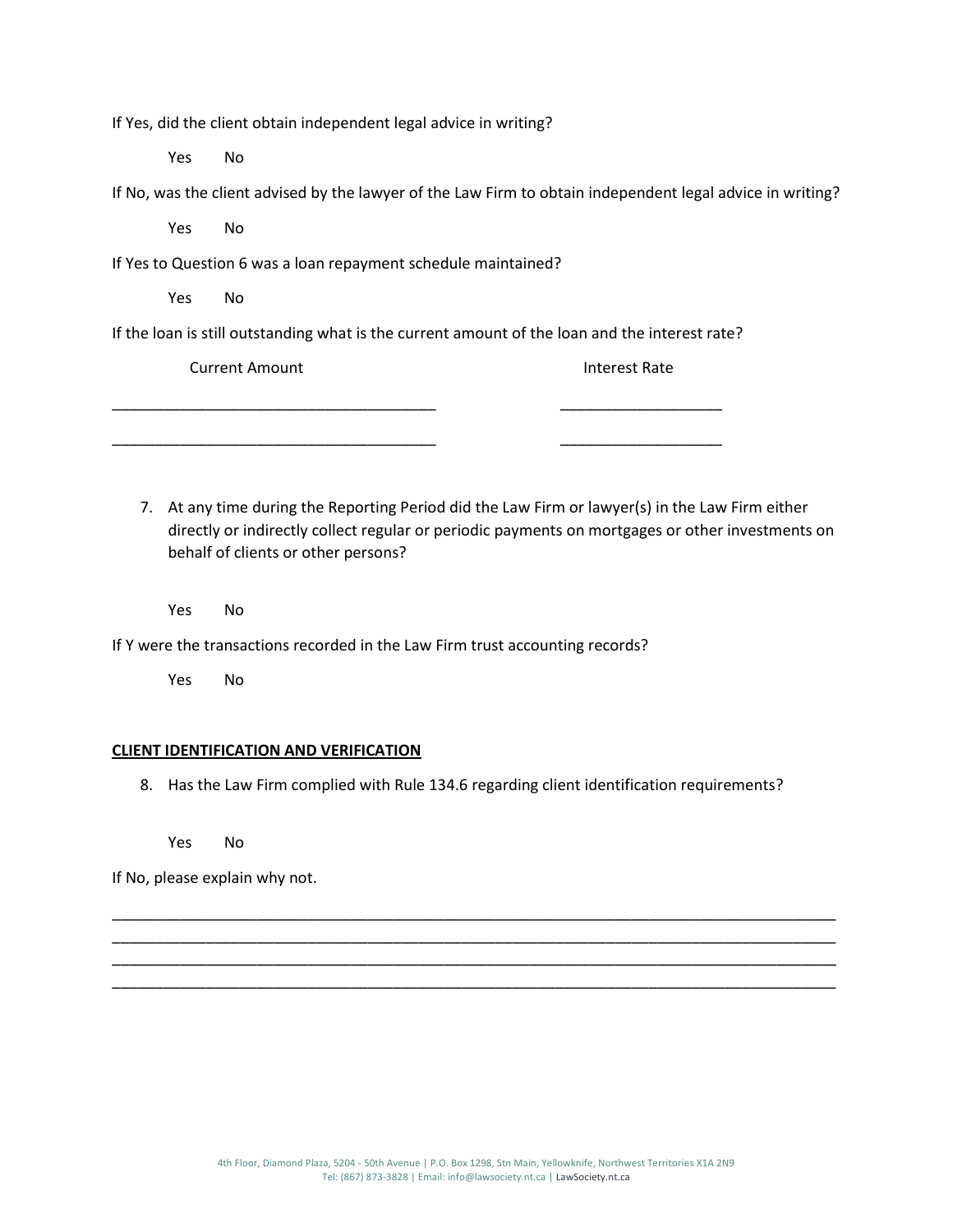If Yes, did the client obtain independent legal advice in writing?

Yes No

If No, was the client advised by the lawyer of the Law Firm to obtain independent legal advice in writing?

Yes No

If Yes to Question 6 was a loan repayment schedule maintained?

Yes No

If the loan is still outstanding what is the current amount of the loan and the interest rate?

| Current Amount | Interest Rate |
| --- | --- |
| ______________________________________ | ___________________ |
| ______________________________________ | ___________________ |

7. At any time during the Reporting Period did the Law Firm or lawyer(s) in the Law Firm either directly or indirectly collect regular or periodic payments on mortgages or other investments on behalf of clients or other persons?

Yes No

If Y were the transactions recorded in the Law Firm trust accounting records?

Yes No

**CLIENT IDENTIFICATION AND VERIFICATION**

8. Has the Law Firm complied with Rule 134.6 regarding client identification requirements?

Yes No

If No, please explain why not.

_____________________________________________________________________________________
_____________________________________________________________________________________
_____________________________________________________________________________________
_____________________________________________________________________________________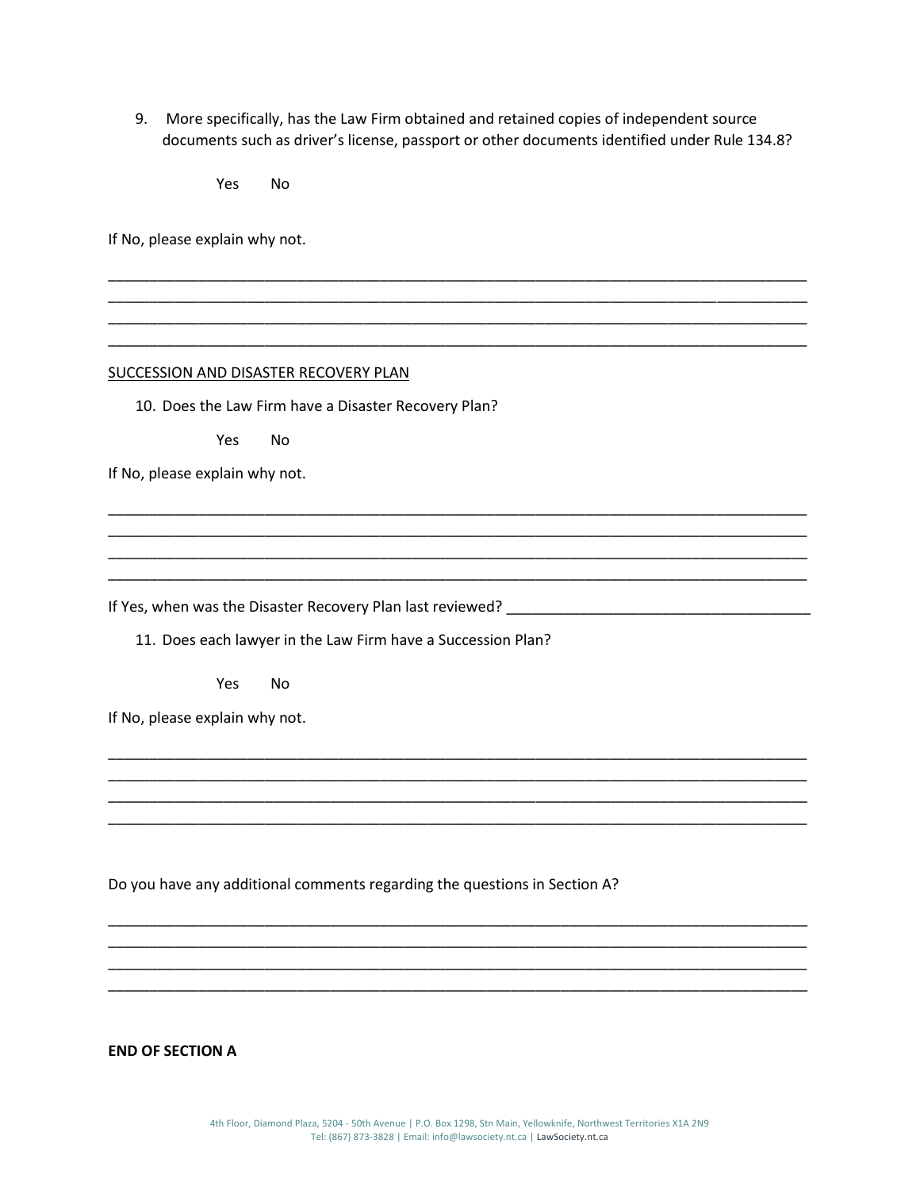9. More specifically, has the Law Firm obtained and retained copies of independent source documents such as driver's license, passport or other documents identified under Rule 134.8?

Yes No

If No, please explain why not.

______________________________________________________________________________________
______________________________________________________________________________________
______________________________________________________________________________________
______________________________________________________________________________________

<u>SUCCESSION AND DISASTER RECOVERY PLAN</u>

10. Does the Law Firm have a Disaster Recovery Plan?

Yes No

If No, please explain why not.

______________________________________________________________________________________
______________________________________________________________________________________
______________________________________________________________________________________
______________________________________________________________________________________

If Yes, when was the Disaster Recovery Plan last reviewed? ____________________________________

11. Does each lawyer in the Law Firm have a Succession Plan?

Yes No

If No, please explain why not.

______________________________________________________________________________________
______________________________________________________________________________________
______________________________________________________________________________________
______________________________________________________________________________________

Do you have any additional comments regarding the questions in Section A?

______________________________________________________________________________________
______________________________________________________________________________________
______________________________________________________________________________________
______________________________________________________________________________________

**END OF SECTION A**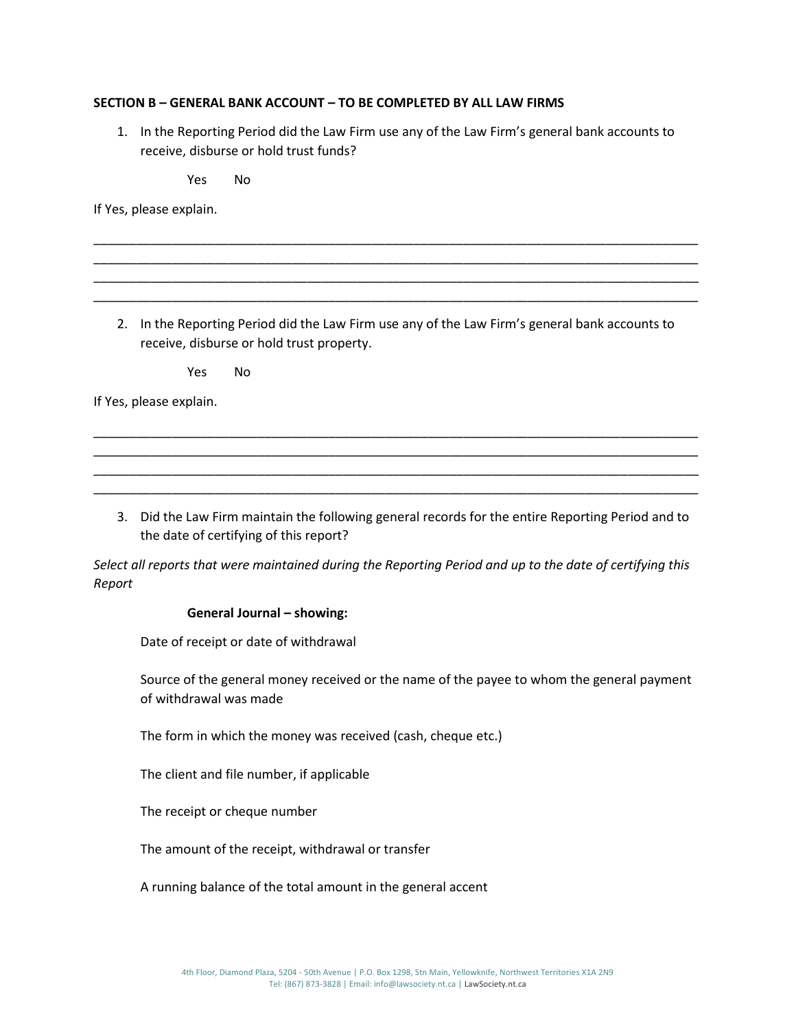**SECTION B – GENERAL BANK ACCOUNT – TO BE COMPLETED BY ALL LAW FIRMS**

1. In the Reporting Period did the Law Firm use any of the Law Firm's general bank accounts to receive, disburse or hold trust funds?

   Yes No

If Yes, please explain.

_______________________________________________________________________________________
_______________________________________________________________________________________
_______________________________________________________________________________________
_______________________________________________________________________________________

2. In the Reporting Period did the Law Firm use any of the Law Firm's general bank accounts to receive, disburse or hold trust property.

   Yes No

If Yes, please explain.

_______________________________________________________________________________________
_______________________________________________________________________________________
_______________________________________________________________________________________
_______________________________________________________________________________________

3. Did the Law Firm maintain the following general records for the entire Reporting Period and to the date of certifying of this report?

*Select all reports that were maintained during the Reporting Period and up to the date of certifying this Report*

**General Journal – showing:**

Date of receipt or date of withdrawal

Source of the general money received or the name of the payee to whom the general payment of withdrawal was made

The form in which the money was received (cash, cheque etc.)

The client and file number, if applicable

The receipt or cheque number

The amount of the receipt, withdrawal or transfer

A running balance of the total amount in the general accent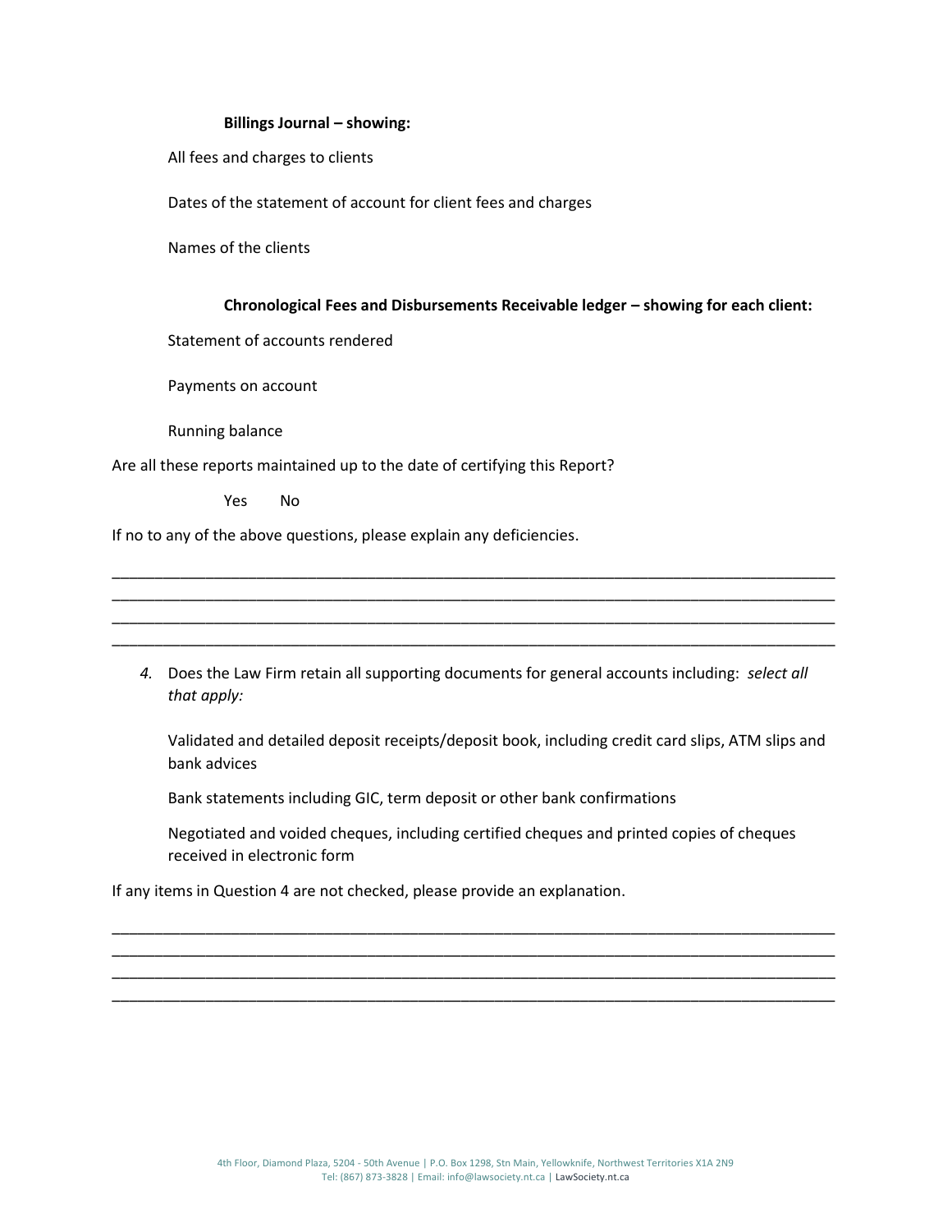**Billings Journal – showing:**

All fees and charges to clients

Dates of the statement of account for client fees and charges

Names of the clients

**Chronological Fees and Disbursements Receivable ledger – showing for each client:**

Statement of accounts rendered

Payments on account

Running balance

Are all these reports maintained up to the date of certifying this Report?

Yes No

If no to any of the above questions, please explain any deficiencies.

\_\_\_\_\_\_\_\_\_\_\_\_\_\_\_\_\_\_\_\_\_\_\_\_\_\_\_\_\_\_\_\_\_\_\_\_\_\_\_\_\_\_\_\_\_\_\_\_\_\_\_\_\_\_\_\_\_\_\_\_\_\_\_\_\_\_\_\_\_\_\_\_\_\_\_\_\_\_\_\_\_\_
\_\_\_\_\_\_\_\_\_\_\_\_\_\_\_\_\_\_\_\_\_\_\_\_\_\_\_\_\_\_\_\_\_\_\_\_\_\_\_\_\_\_\_\_\_\_\_\_\_\_\_\_\_\_\_\_\_\_\_\_\_\_\_\_\_\_\_\_\_\_\_\_\_\_\_\_\_\_\_\_\_\_
\_\_\_\_\_\_\_\_\_\_\_\_\_\_\_\_\_\_\_\_\_\_\_\_\_\_\_\_\_\_\_\_\_\_\_\_\_\_\_\_\_\_\_\_\_\_\_\_\_\_\_\_\_\_\_\_\_\_\_\_\_\_\_\_\_\_\_\_\_\_\_\_\_\_\_\_\_\_\_\_\_\_
\_\_\_\_\_\_\_\_\_\_\_\_\_\_\_\_\_\_\_\_\_\_\_\_\_\_\_\_\_\_\_\_\_\_\_\_\_\_\_\_\_\_\_\_\_\_\_\_\_\_\_\_\_\_\_\_\_\_\_\_\_\_\_\_\_\_\_\_\_\_\_\_\_\_\_\_\_\_\_\_\_\_

4. Does the Law Firm retain all supporting documents for general accounts including: *select all that apply:*

   Validated and detailed deposit receipts/deposit book, including credit card slips, ATM slips and bank advices

   Bank statements including GIC, term deposit or other bank confirmations

   Negotiated and voided cheques, including certified cheques and printed copies of cheques received in electronic form

If any items in Question 4 are not checked, please provide an explanation.

\_\_\_\_\_\_\_\_\_\_\_\_\_\_\_\_\_\_\_\_\_\_\_\_\_\_\_\_\_\_\_\_\_\_\_\_\_\_\_\_\_\_\_\_\_\_\_\_\_\_\_\_\_\_\_\_\_\_\_\_\_\_\_\_\_\_\_\_\_\_\_\_\_\_\_\_\_\_\_\_\_\_
\_\_\_\_\_\_\_\_\_\_\_\_\_\_\_\_\_\_\_\_\_\_\_\_\_\_\_\_\_\_\_\_\_\_\_\_\_\_\_\_\_\_\_\_\_\_\_\_\_\_\_\_\_\_\_\_\_\_\_\_\_\_\_\_\_\_\_\_\_\_\_\_\_\_\_\_\_\_\_\_\_\_
\_\_\_\_\_\_\_\_\_\_\_\_\_\_\_\_\_\_\_\_\_\_\_\_\_\_\_\_\_\_\_\_\_\_\_\_\_\_\_\_\_\_\_\_\_\_\_\_\_\_\_\_\_\_\_\_\_\_\_\_\_\_\_\_\_\_\_\_\_\_\_\_\_\_\_\_\_\_\_\_\_\_
\_\_\_\_\_\_\_\_\_\_\_\_\_\_\_\_\_\_\_\_\_\_\_\_\_\_\_\_\_\_\_\_\_\_\_\_\_\_\_\_\_\_\_\_\_\_\_\_\_\_\_\_\_\_\_\_\_\_\_\_\_\_\_\_\_\_\_\_\_\_\_\_\_\_\_\_\_\_\_\_\_\_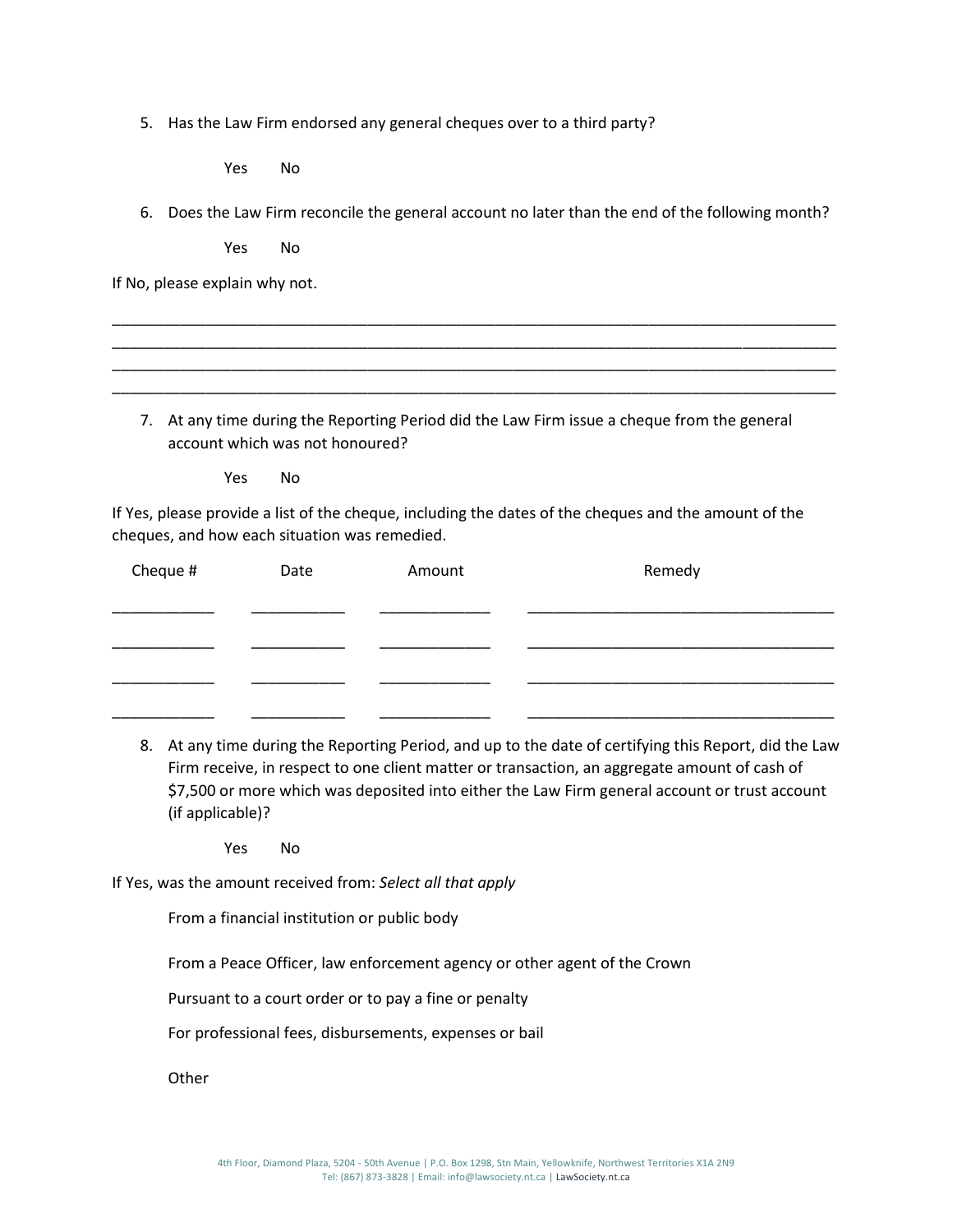5. Has the Law Firm endorsed any general cheques over to a third party?

   Yes    No

6. Does the Law Firm reconcile the general account no later than the end of the following month?

   Yes    No

If No, please explain why not.

______________________________________________________________________________________
______________________________________________________________________________________
______________________________________________________________________________________
______________________________________________________________________________________

7. At any time during the Reporting Period did the Law Firm issue a cheque from the general account which was not honoured?

   Yes    No

If Yes, please provide a list of the cheque, including the dates of the cheques and the amount of the cheques, and how each situation was remedied.

| Cheque # | Date | Amount | Remedy |
|---|---|---|---|
| ____________ | ___________ | _____________ | ___________________________________ |
| ____________ | ___________ | _____________ | ___________________________________ |
| ____________ | ___________ | _____________ | ___________________________________ |
| ____________ | ___________ | _____________ | ___________________________________ |

8. At any time during the Reporting Period, and up to the date of certifying this Report, did the Law Firm receive, in respect to one client matter or transaction, an aggregate amount of cash of $7,500 or more which was deposited into either the Law Firm general account or trust account (if applicable)?

   Yes    No

If Yes, was the amount received from: *Select all that apply*

   From a financial institution or public body

   From a Peace Officer, law enforcement agency or other agent of the Crown

   Pursuant to a court order or to pay a fine or penalty

   For professional fees, disbursements, expenses or bail

   Other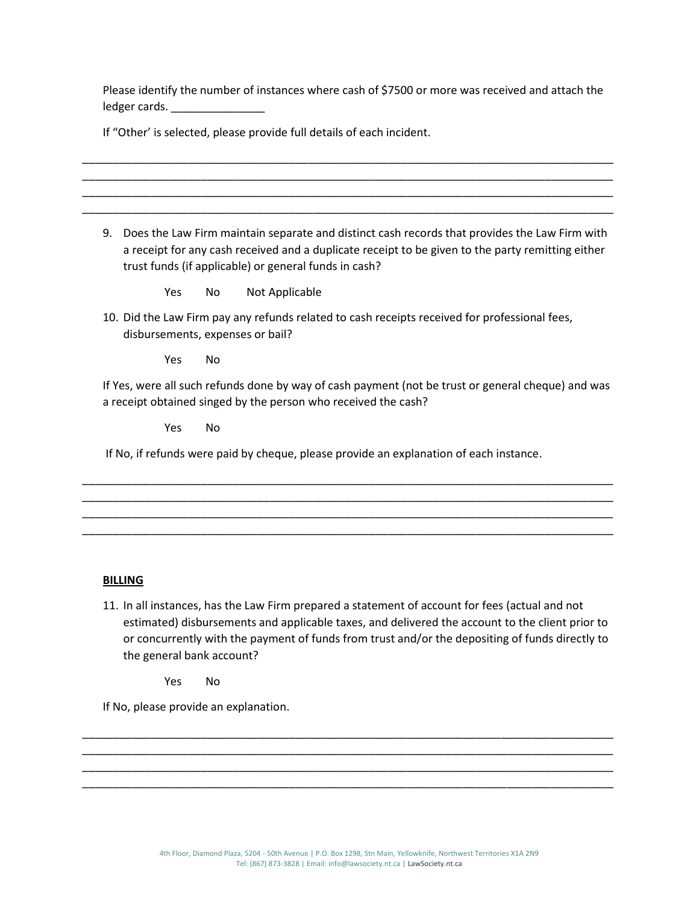Please identify the number of instances where cash of $7500 or more was received and attach the ledger cards. _______________

If "Other' is selected, please provide full details of each incident.

_____________________________________________________________________________________
_____________________________________________________________________________________
_____________________________________________________________________________________
_____________________________________________________________________________________

9. Does the Law Firm maintain separate and distinct cash records that provides the Law Firm with a receipt for any cash received and a duplicate receipt to be given to the party remitting either trust funds (if applicable) or general funds in cash?

   Yes  No  Not Applicable

10. Did the Law Firm pay any refunds related to cash receipts received for professional fees, disbursements, expenses or bail?

   Yes  No

If Yes, were all such refunds done by way of cash payment (not be trust or general cheque) and was a receipt obtained singed by the person who received the cash?

   Yes  No

If No, if refunds were paid by cheque, please provide an explanation of each instance.

_____________________________________________________________________________________
_____________________________________________________________________________________
_____________________________________________________________________________________
_____________________________________________________________________________________

**BILLING**

11. In all instances, has the Law Firm prepared a statement of account for fees (actual and not estimated) disbursements and applicable taxes, and delivered the account to the client prior to or concurrently with the payment of funds from trust and/or the depositing of funds directly to the general bank account?

   Yes  No

If No, please provide an explanation.

_____________________________________________________________________________________
_____________________________________________________________________________________
_____________________________________________________________________________________
_____________________________________________________________________________________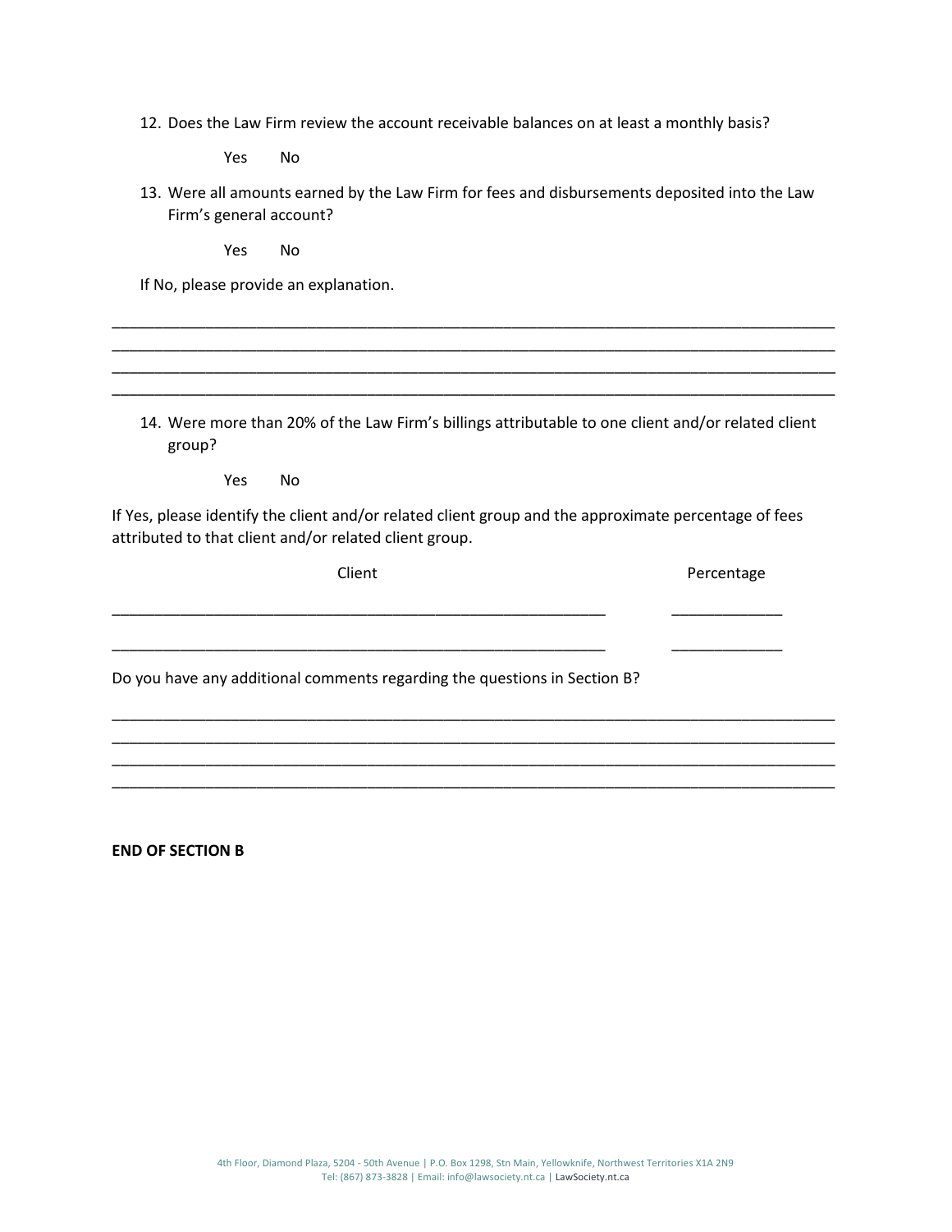12. Does the Law Firm review the account receivable balances on at least a monthly basis?

    Yes  No

13. Were all amounts earned by the Law Firm for fees and disbursements deposited into the Law Firm's general account?

    Yes  No

If No, please provide an explanation.

_____________________________________________________________________________________
_____________________________________________________________________________________
_____________________________________________________________________________________
_____________________________________________________________________________________

14. Were more than 20% of the Law Firm's billings attributable to one client and/or related client group?

    Yes  No

If Yes, please identify the client and/or related client group and the approximate percentage of fees attributed to that client and/or related client group.

| Client | Percentage |
|---|---|
| ____________________________________________ | __________ |
| ____________________________________________ | __________ |

Do you have any additional comments regarding the questions in Section B?

_____________________________________________________________________________________
_____________________________________________________________________________________
_____________________________________________________________________________________
_____________________________________________________________________________________

**END OF SECTION B**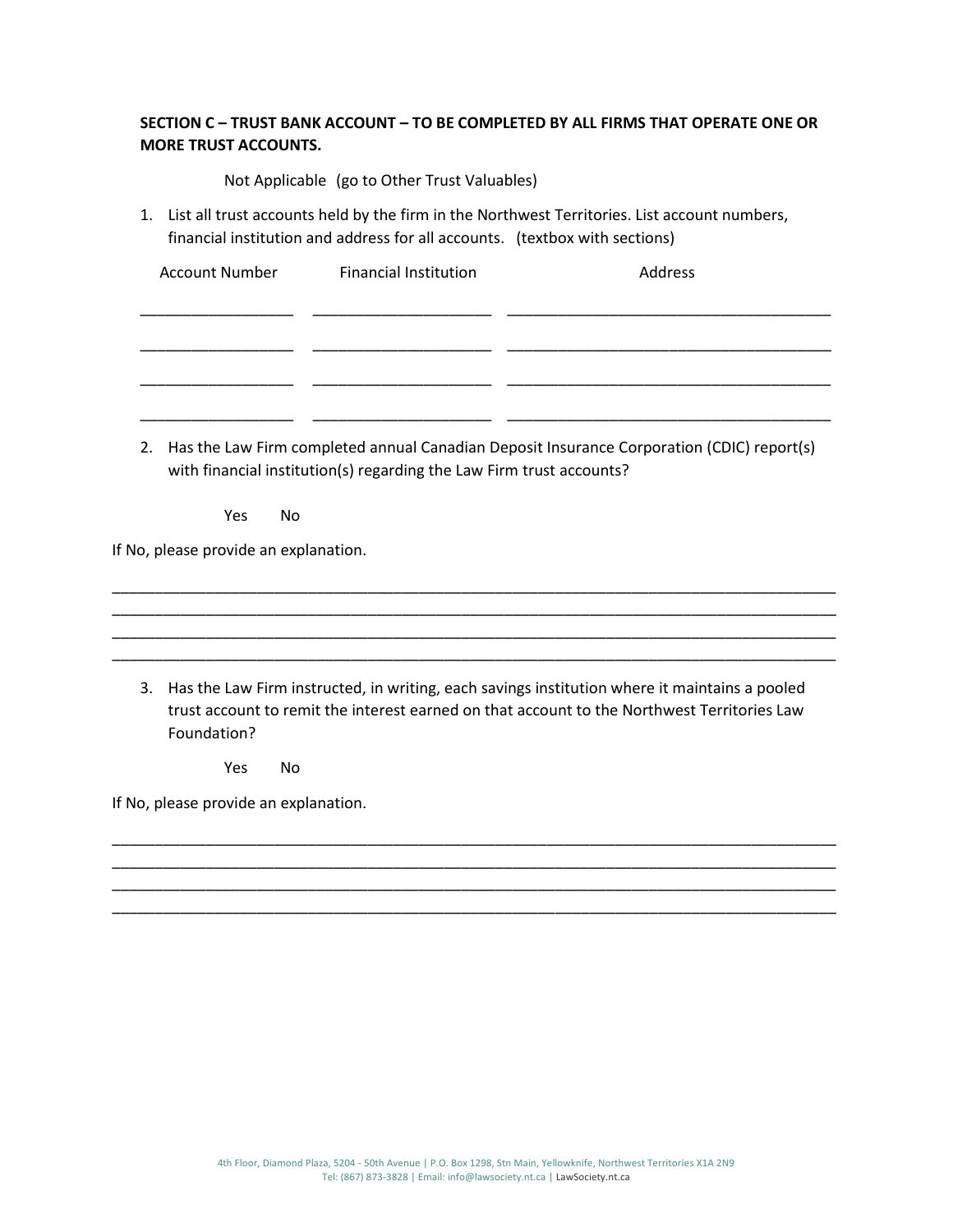**SECTION C – TRUST BANK ACCOUNT – TO BE COMPLETED BY ALL FIRMS THAT OPERATE ONE OR MORE TRUST ACCOUNTS.**

Not Applicable (go to Other Trust Valuables)

1. List all trust accounts held by the firm in the Northwest Territories. List account numbers, financial institution and address for all accounts. (textbox with sections)

| Account Number | Financial Institution | Address |
| --- | --- | --- |
| __________________ | _____________________ | _______________________________________ |
| __________________ | _____________________ | _______________________________________ |
| __________________ | _____________________ | _______________________________________ |
| __________________ | _____________________ | _______________________________________ |

2. Has the Law Firm completed annual Canadian Deposit Insurance Corporation (CDIC) report(s) with financial institution(s) regarding the Law Firm trust accounts?

   Yes No

If No, please provide an explanation.

_____________________________________________________________________________________
_____________________________________________________________________________________
_____________________________________________________________________________________
_____________________________________________________________________________________

3. Has the Law Firm instructed, in writing, each savings institution where it maintains a pooled trust account to remit the interest earned on that account to the Northwest Territories Law Foundation?

   Yes No

If No, please provide an explanation.

_____________________________________________________________________________________
_____________________________________________________________________________________
_____________________________________________________________________________________
_____________________________________________________________________________________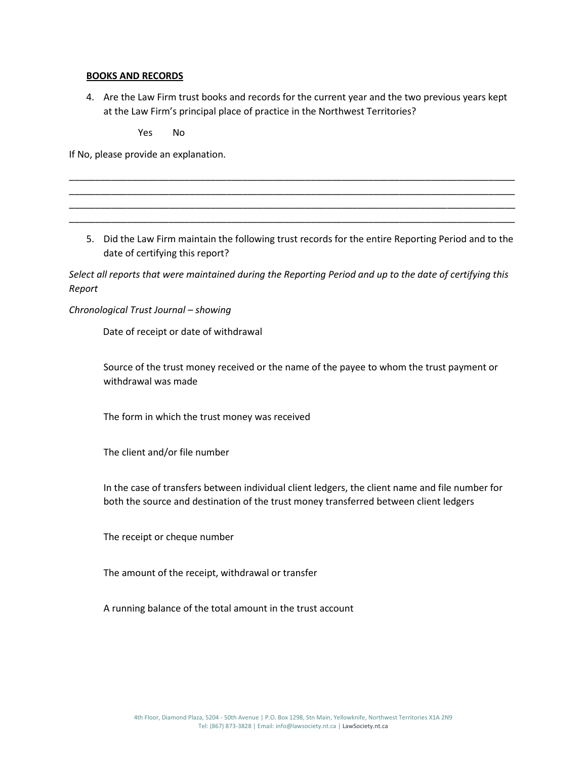**BOOKS AND RECORDS**

4. Are the Law Firm trust books and records for the current year and the two previous years kept at the Law Firm's principal place of practice in the Northwest Territories?

   Yes    No

If No, please provide an explanation.

_______________________________________________________________________________________
_______________________________________________________________________________________
_______________________________________________________________________________________
_______________________________________________________________________________________

5. Did the Law Firm maintain the following trust records for the entire Reporting Period and to the date of certifying this report?

*Select all reports that were maintained during the Reporting Period and up to the date of certifying this Report*

*Chronological Trust Journal – showing*

Date of receipt or date of withdrawal

Source of the trust money received or the name of the payee to whom the trust payment or withdrawal was made

The form in which the trust money was received

The client and/or file number

In the case of transfers between individual client ledgers, the client name and file number for both the source and destination of the trust money transferred between client ledgers

The receipt or cheque number

The amount of the receipt, withdrawal or transfer

A running balance of the total amount in the trust account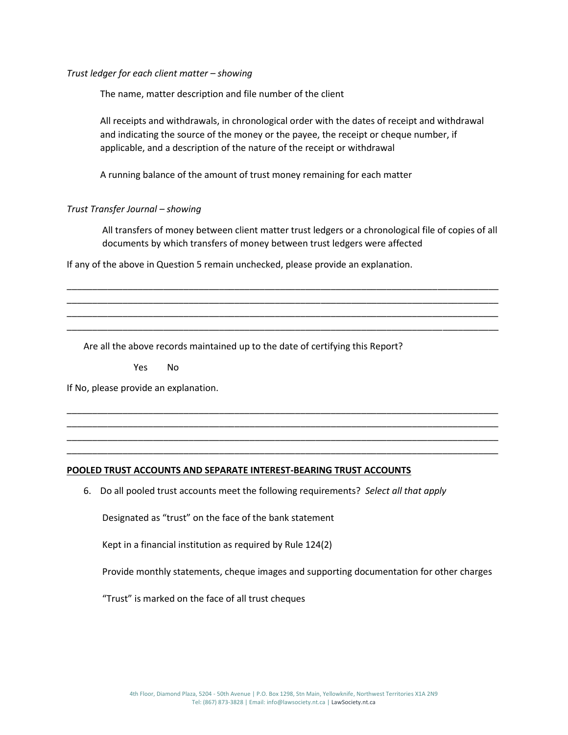*Trust ledger for each client matter – showing*

The name, matter description and file number of the client

All receipts and withdrawals, in chronological order with the dates of receipt and withdrawal and indicating the source of the money or the payee, the receipt or cheque number, if applicable, and a description of the nature of the receipt or withdrawal

A running balance of the amount of trust money remaining for each matter

*Trust Transfer Journal – showing*

All transfers of money between client matter trust ledgers or a chronological file of copies of all documents by which transfers of money between trust ledgers were affected

If any of the above in Question 5 remain unchecked, please provide an explanation.

_______________________________________________________________________________________
_______________________________________________________________________________________
_______________________________________________________________________________________
_______________________________________________________________________________________

Are all the above records maintained up to the date of certifying this Report?

Yes No

If No, please provide an explanation.

_______________________________________________________________________________________
_______________________________________________________________________________________
_______________________________________________________________________________________
_______________________________________________________________________________________

**POOLED TRUST ACCOUNTS AND SEPARATE INTEREST-BEARING TRUST ACCOUNTS**

6. Do all pooled trust accounts meet the following requirements? *Select all that apply*

   Designated as "trust" on the face of the bank statement

   Kept in a financial institution as required by Rule 124(2)

   Provide monthly statements, cheque images and supporting documentation for other charges

   "Trust" is marked on the face of all trust cheques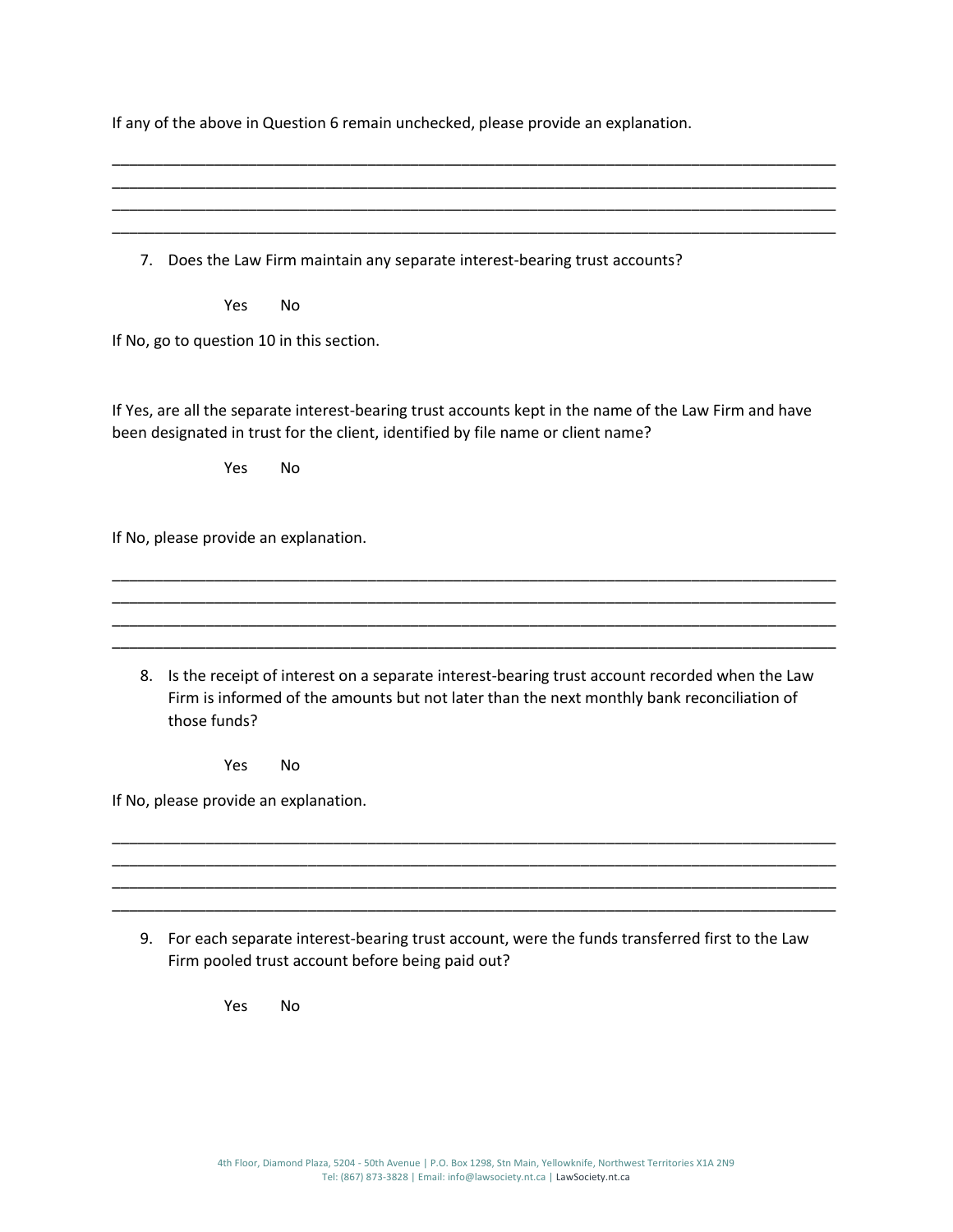If any of the above in Question 6 remain unchecked, please provide an explanation.

\_\_\_\_\_\_\_\_\_\_\_\_\_\_\_\_\_\_\_\_\_\_\_\_\_\_\_\_\_\_\_\_\_\_\_\_\_\_\_\_\_\_\_\_\_\_\_\_\_\_\_\_\_\_\_\_\_\_\_\_\_\_\_\_\_\_\_\_\_\_\_\_\_\_\_\_\_\_\_\_\_\_
\_\_\_\_\_\_\_\_\_\_\_\_\_\_\_\_\_\_\_\_\_\_\_\_\_\_\_\_\_\_\_\_\_\_\_\_\_\_\_\_\_\_\_\_\_\_\_\_\_\_\_\_\_\_\_\_\_\_\_\_\_\_\_\_\_\_\_\_\_\_\_\_\_\_\_\_\_\_\_\_\_\_
\_\_\_\_\_\_\_\_\_\_\_\_\_\_\_\_\_\_\_\_\_\_\_\_\_\_\_\_\_\_\_\_\_\_\_\_\_\_\_\_\_\_\_\_\_\_\_\_\_\_\_\_\_\_\_\_\_\_\_\_\_\_\_\_\_\_\_\_\_\_\_\_\_\_\_\_\_\_\_\_\_\_
\_\_\_\_\_\_\_\_\_\_\_\_\_\_\_\_\_\_\_\_\_\_\_\_\_\_\_\_\_\_\_\_\_\_\_\_\_\_\_\_\_\_\_\_\_\_\_\_\_\_\_\_\_\_\_\_\_\_\_\_\_\_\_\_\_\_\_\_\_\_\_\_\_\_\_\_\_\_\_\_\_\_

7. Does the Law Firm maintain any separate interest-bearing trust accounts?

   Yes   No

If No, go to question 10 in this section.

If Yes, are all the separate interest-bearing trust accounts kept in the name of the Law Firm and have been designated in trust for the client, identified by file name or client name?

   Yes   No

If No, please provide an explanation.

\_\_\_\_\_\_\_\_\_\_\_\_\_\_\_\_\_\_\_\_\_\_\_\_\_\_\_\_\_\_\_\_\_\_\_\_\_\_\_\_\_\_\_\_\_\_\_\_\_\_\_\_\_\_\_\_\_\_\_\_\_\_\_\_\_\_\_\_\_\_\_\_\_\_\_\_\_\_\_\_\_\_
\_\_\_\_\_\_\_\_\_\_\_\_\_\_\_\_\_\_\_\_\_\_\_\_\_\_\_\_\_\_\_\_\_\_\_\_\_\_\_\_\_\_\_\_\_\_\_\_\_\_\_\_\_\_\_\_\_\_\_\_\_\_\_\_\_\_\_\_\_\_\_\_\_\_\_\_\_\_\_\_\_\_
\_\_\_\_\_\_\_\_\_\_\_\_\_\_\_\_\_\_\_\_\_\_\_\_\_\_\_\_\_\_\_\_\_\_\_\_\_\_\_\_\_\_\_\_\_\_\_\_\_\_\_\_\_\_\_\_\_\_\_\_\_\_\_\_\_\_\_\_\_\_\_\_\_\_\_\_\_\_\_\_\_\_
\_\_\_\_\_\_\_\_\_\_\_\_\_\_\_\_\_\_\_\_\_\_\_\_\_\_\_\_\_\_\_\_\_\_\_\_\_\_\_\_\_\_\_\_\_\_\_\_\_\_\_\_\_\_\_\_\_\_\_\_\_\_\_\_\_\_\_\_\_\_\_\_\_\_\_\_\_\_\_\_\_\_

8. Is the receipt of interest on a separate interest-bearing trust account recorded when the Law Firm is informed of the amounts but not later than the next monthly bank reconciliation of those funds?

   Yes   No

If No, please provide an explanation.

\_\_\_\_\_\_\_\_\_\_\_\_\_\_\_\_\_\_\_\_\_\_\_\_\_\_\_\_\_\_\_\_\_\_\_\_\_\_\_\_\_\_\_\_\_\_\_\_\_\_\_\_\_\_\_\_\_\_\_\_\_\_\_\_\_\_\_\_\_\_\_\_\_\_\_\_\_\_\_\_\_\_
\_\_\_\_\_\_\_\_\_\_\_\_\_\_\_\_\_\_\_\_\_\_\_\_\_\_\_\_\_\_\_\_\_\_\_\_\_\_\_\_\_\_\_\_\_\_\_\_\_\_\_\_\_\_\_\_\_\_\_\_\_\_\_\_\_\_\_\_\_\_\_\_\_\_\_\_\_\_\_\_\_\_
\_\_\_\_\_\_\_\_\_\_\_\_\_\_\_\_\_\_\_\_\_\_\_\_\_\_\_\_\_\_\_\_\_\_\_\_\_\_\_\_\_\_\_\_\_\_\_\_\_\_\_\_\_\_\_\_\_\_\_\_\_\_\_\_\_\_\_\_\_\_\_\_\_\_\_\_\_\_\_\_\_\_
\_\_\_\_\_\_\_\_\_\_\_\_\_\_\_\_\_\_\_\_\_\_\_\_\_\_\_\_\_\_\_\_\_\_\_\_\_\_\_\_\_\_\_\_\_\_\_\_\_\_\_\_\_\_\_\_\_\_\_\_\_\_\_\_\_\_\_\_\_\_\_\_\_\_\_\_\_\_\_\_\_\_

9. For each separate interest-bearing trust account, were the funds transferred first to the Law Firm pooled trust account before being paid out?

   Yes   No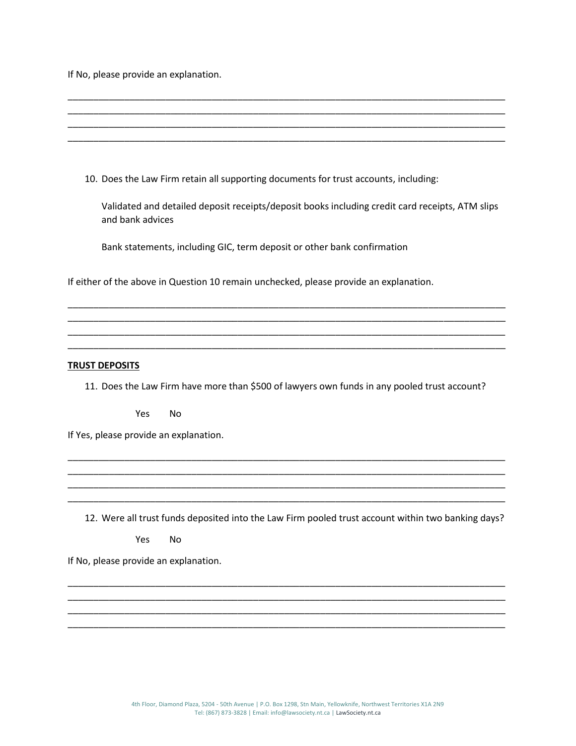If No, please provide an explanation.

\_\_\_\_\_\_\_\_\_\_\_\_\_\_\_\_\_\_\_\_\_\_\_\_\_\_\_\_\_\_\_\_\_\_\_\_\_\_\_\_\_\_\_\_\_\_\_\_\_\_\_\_\_\_\_\_\_\_\_\_\_\_\_\_\_\_\_\_\_\_\_\_\_\_\_\_\_\_
\_\_\_\_\_\_\_\_\_\_\_\_\_\_\_\_\_\_\_\_\_\_\_\_\_\_\_\_\_\_\_\_\_\_\_\_\_\_\_\_\_\_\_\_\_\_\_\_\_\_\_\_\_\_\_\_\_\_\_\_\_\_\_\_\_\_\_\_\_\_\_\_\_\_\_\_\_\_
\_\_\_\_\_\_\_\_\_\_\_\_\_\_\_\_\_\_\_\_\_\_\_\_\_\_\_\_\_\_\_\_\_\_\_\_\_\_\_\_\_\_\_\_\_\_\_\_\_\_\_\_\_\_\_\_\_\_\_\_\_\_\_\_\_\_\_\_\_\_\_\_\_\_\_\_\_\_
\_\_\_\_\_\_\_\_\_\_\_\_\_\_\_\_\_\_\_\_\_\_\_\_\_\_\_\_\_\_\_\_\_\_\_\_\_\_\_\_\_\_\_\_\_\_\_\_\_\_\_\_\_\_\_\_\_\_\_\_\_\_\_\_\_\_\_\_\_\_\_\_\_\_\_\_\_\_

10. Does the Law Firm retain all supporting documents for trust accounts, including:

    Validated and detailed deposit receipts/deposit books including credit card receipts, ATM slips and bank advices

    Bank statements, including GIC, term deposit or other bank confirmation

If either of the above in Question 10 remain unchecked, please provide an explanation.

\_\_\_\_\_\_\_\_\_\_\_\_\_\_\_\_\_\_\_\_\_\_\_\_\_\_\_\_\_\_\_\_\_\_\_\_\_\_\_\_\_\_\_\_\_\_\_\_\_\_\_\_\_\_\_\_\_\_\_\_\_\_\_\_\_\_\_\_\_\_\_\_\_\_\_\_\_\_
\_\_\_\_\_\_\_\_\_\_\_\_\_\_\_\_\_\_\_\_\_\_\_\_\_\_\_\_\_\_\_\_\_\_\_\_\_\_\_\_\_\_\_\_\_\_\_\_\_\_\_\_\_\_\_\_\_\_\_\_\_\_\_\_\_\_\_\_\_\_\_\_\_\_\_\_\_\_
\_\_\_\_\_\_\_\_\_\_\_\_\_\_\_\_\_\_\_\_\_\_\_\_\_\_\_\_\_\_\_\_\_\_\_\_\_\_\_\_\_\_\_\_\_\_\_\_\_\_\_\_\_\_\_\_\_\_\_\_\_\_\_\_\_\_\_\_\_\_\_\_\_\_\_\_\_\_
\_\_\_\_\_\_\_\_\_\_\_\_\_\_\_\_\_\_\_\_\_\_\_\_\_\_\_\_\_\_\_\_\_\_\_\_\_\_\_\_\_\_\_\_\_\_\_\_\_\_\_\_\_\_\_\_\_\_\_\_\_\_\_\_\_\_\_\_\_\_\_\_\_\_\_\_\_\_

**TRUST DEPOSITS**

11. Does the Law Firm have more than $500 of lawyers own funds in any pooled trust account?

    Yes No

If Yes, please provide an explanation.

\_\_\_\_\_\_\_\_\_\_\_\_\_\_\_\_\_\_\_\_\_\_\_\_\_\_\_\_\_\_\_\_\_\_\_\_\_\_\_\_\_\_\_\_\_\_\_\_\_\_\_\_\_\_\_\_\_\_\_\_\_\_\_\_\_\_\_\_\_\_\_\_\_\_\_\_\_\_
\_\_\_\_\_\_\_\_\_\_\_\_\_\_\_\_\_\_\_\_\_\_\_\_\_\_\_\_\_\_\_\_\_\_\_\_\_\_\_\_\_\_\_\_\_\_\_\_\_\_\_\_\_\_\_\_\_\_\_\_\_\_\_\_\_\_\_\_\_\_\_\_\_\_\_\_\_\_
\_\_\_\_\_\_\_\_\_\_\_\_\_\_\_\_\_\_\_\_\_\_\_\_\_\_\_\_\_\_\_\_\_\_\_\_\_\_\_\_\_\_\_\_\_\_\_\_\_\_\_\_\_\_\_\_\_\_\_\_\_\_\_\_\_\_\_\_\_\_\_\_\_\_\_\_\_\_
\_\_\_\_\_\_\_\_\_\_\_\_\_\_\_\_\_\_\_\_\_\_\_\_\_\_\_\_\_\_\_\_\_\_\_\_\_\_\_\_\_\_\_\_\_\_\_\_\_\_\_\_\_\_\_\_\_\_\_\_\_\_\_\_\_\_\_\_\_\_\_\_\_\_\_\_\_\_

12. Were all trust funds deposited into the Law Firm pooled trust account within two banking days?

    Yes No

If No, please provide an explanation.

\_\_\_\_\_\_\_\_\_\_\_\_\_\_\_\_\_\_\_\_\_\_\_\_\_\_\_\_\_\_\_\_\_\_\_\_\_\_\_\_\_\_\_\_\_\_\_\_\_\_\_\_\_\_\_\_\_\_\_\_\_\_\_\_\_\_\_\_\_\_\_\_\_\_\_\_\_\_
\_\_\_\_\_\_\_\_\_\_\_\_\_\_\_\_\_\_\_\_\_\_\_\_\_\_\_\_\_\_\_\_\_\_\_\_\_\_\_\_\_\_\_\_\_\_\_\_\_\_\_\_\_\_\_\_\_\_\_\_\_\_\_\_\_\_\_\_\_\_\_\_\_\_\_\_\_\_
\_\_\_\_\_\_\_\_\_\_\_\_\_\_\_\_\_\_\_\_\_\_\_\_\_\_\_\_\_\_\_\_\_\_\_\_\_\_\_\_\_\_\_\_\_\_\_\_\_\_\_\_\_\_\_\_\_\_\_\_\_\_\_\_\_\_\_\_\_\_\_\_\_\_\_\_\_\_
\_\_\_\_\_\_\_\_\_\_\_\_\_\_\_\_\_\_\_\_\_\_\_\_\_\_\_\_\_\_\_\_\_\_\_\_\_\_\_\_\_\_\_\_\_\_\_\_\_\_\_\_\_\_\_\_\_\_\_\_\_\_\_\_\_\_\_\_\_\_\_\_\_\_\_\_\_\_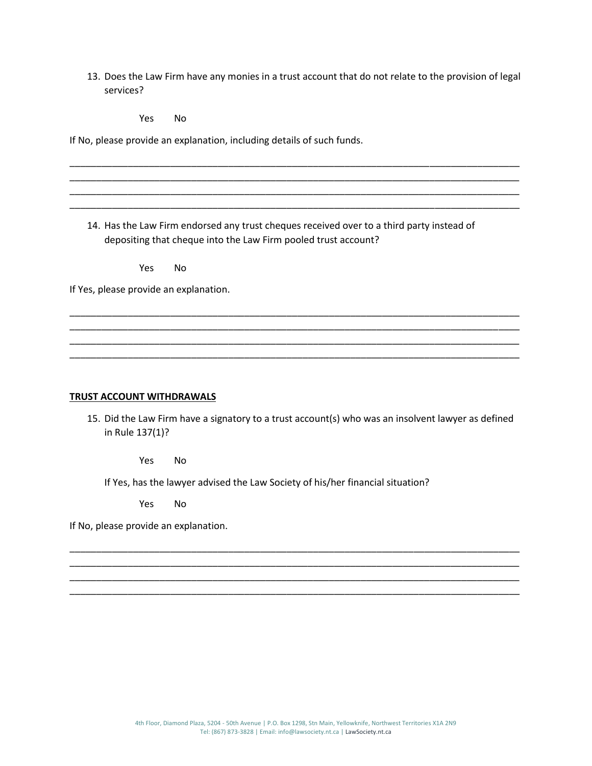13. Does the Law Firm have any monies in a trust account that do not relate to the provision of legal services?

    Yes     No

If No, please provide an explanation, including details of such funds.

______________________________________________________________________________________
______________________________________________________________________________________
______________________________________________________________________________________
______________________________________________________________________________________

14. Has the Law Firm endorsed any trust cheques received over to a third party instead of depositing that cheque into the Law Firm pooled trust account?

    Yes     No

If Yes, please provide an explanation.

______________________________________________________________________________________
______________________________________________________________________________________
______________________________________________________________________________________
______________________________________________________________________________________

**TRUST ACCOUNT WITHDRAWALS**

15. Did the Law Firm have a signatory to a trust account(s) who was an insolvent lawyer as defined in Rule 137(1)?

    Yes     No

    If Yes, has the lawyer advised the Law Society of his/her financial situation?

    Yes     No

If No, please provide an explanation.

______________________________________________________________________________________
______________________________________________________________________________________
______________________________________________________________________________________
______________________________________________________________________________________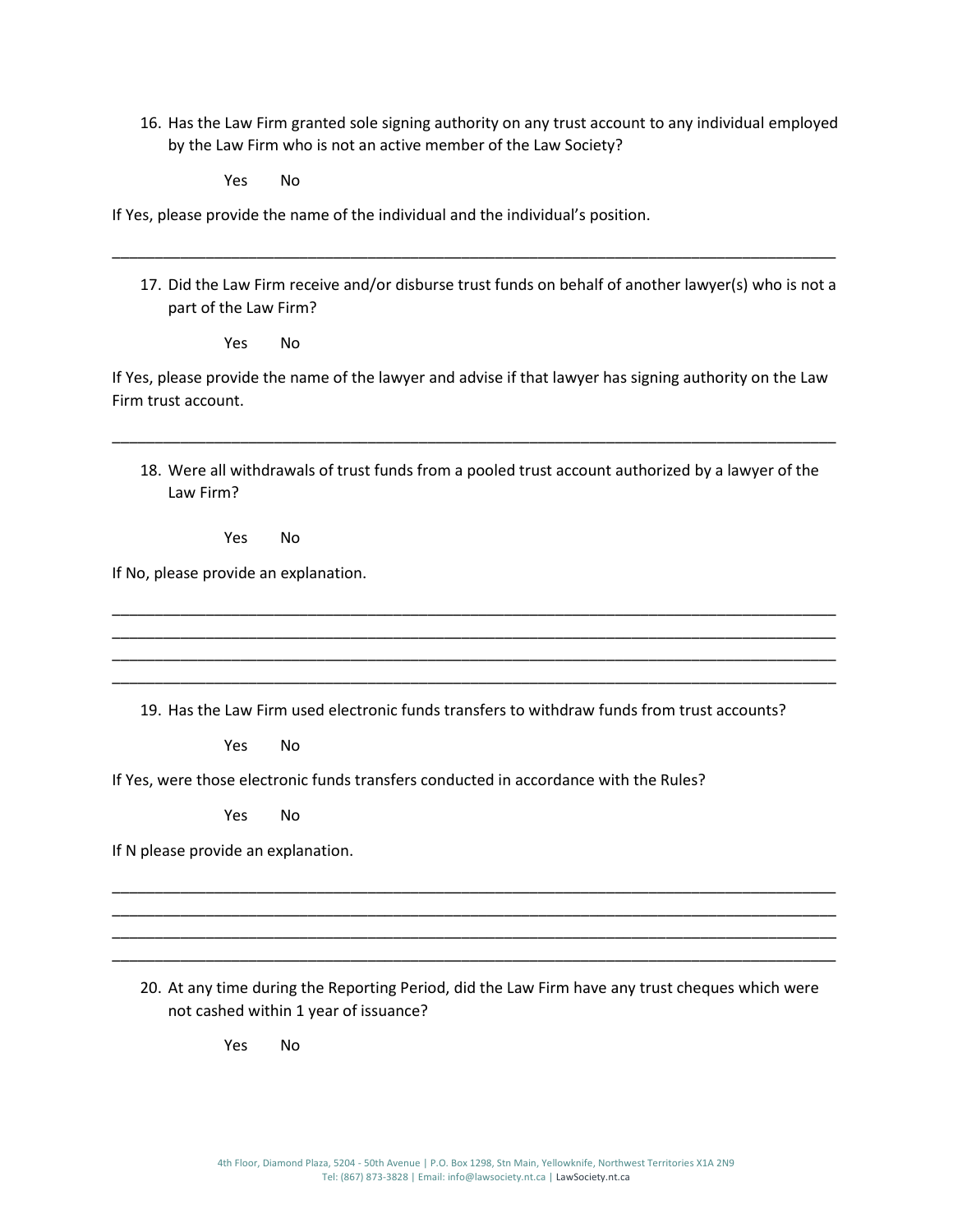16. Has the Law Firm granted sole signing authority on any trust account to any individual employed by the Law Firm who is not an active member of the Law Society?

    Yes  No

If Yes, please provide the name of the individual and the individual's position.

_______________________________________________________________________________

17. Did the Law Firm receive and/or disburse trust funds on behalf of another lawyer(s) who is not a part of the Law Firm?

    Yes  No

If Yes, please provide the name of the lawyer and advise if that lawyer has signing authority on the Law Firm trust account.

_______________________________________________________________________________

18. Were all withdrawals of trust funds from a pooled trust account authorized by a lawyer of the Law Firm?

    Yes  No

If No, please provide an explanation.

_______________________________________________________________________________
_______________________________________________________________________________
_______________________________________________________________________________
_______________________________________________________________________________

19. Has the Law Firm used electronic funds transfers to withdraw funds from trust accounts?

    Yes  No

If Yes, were those electronic funds transfers conducted in accordance with the Rules?

    Yes  No

If N please provide an explanation.

_______________________________________________________________________________
_______________________________________________________________________________
_______________________________________________________________________________
_______________________________________________________________________________

20. At any time during the Reporting Period, did the Law Firm have any trust cheques which were not cashed within 1 year of issuance?

    Yes  No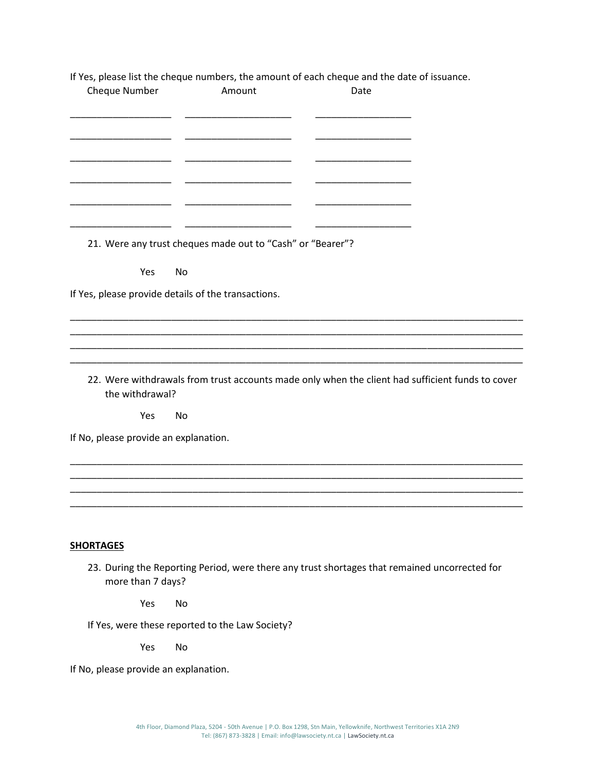If Yes, please list the cheque numbers, the amount of each cheque and the date of issuance.

| Cheque Number | Amount | Date |
|---|---|---|
| ___________________ | ____________________ | __________________ |
| ___________________ | ____________________ | __________________ |
| ___________________ | ____________________ | __________________ |
| ___________________ | ____________________ | __________________ |
| ___________________ | ____________________ | __________________ |
| ___________________ | ____________________ | __________________ |

21. Were any trust cheques made out to “Cash” or “Bearer”?

    Yes No

If Yes, please provide details of the transactions.

_____________________________________________________________________________________
_____________________________________________________________________________________
_____________________________________________________________________________________
_____________________________________________________________________________________

22. Were withdrawals from trust accounts made only when the client had sufficient funds to cover the withdrawal?

    Yes No

If No, please provide an explanation.

_____________________________________________________________________________________
_____________________________________________________________________________________
_____________________________________________________________________________________
_____________________________________________________________________________________

**SHORTAGES**

23. During the Reporting Period, were there any trust shortages that remained uncorrected for more than 7 days?

    Yes No

    If Yes, were these reported to the Law Society?

    Yes No

If No, please provide an explanation.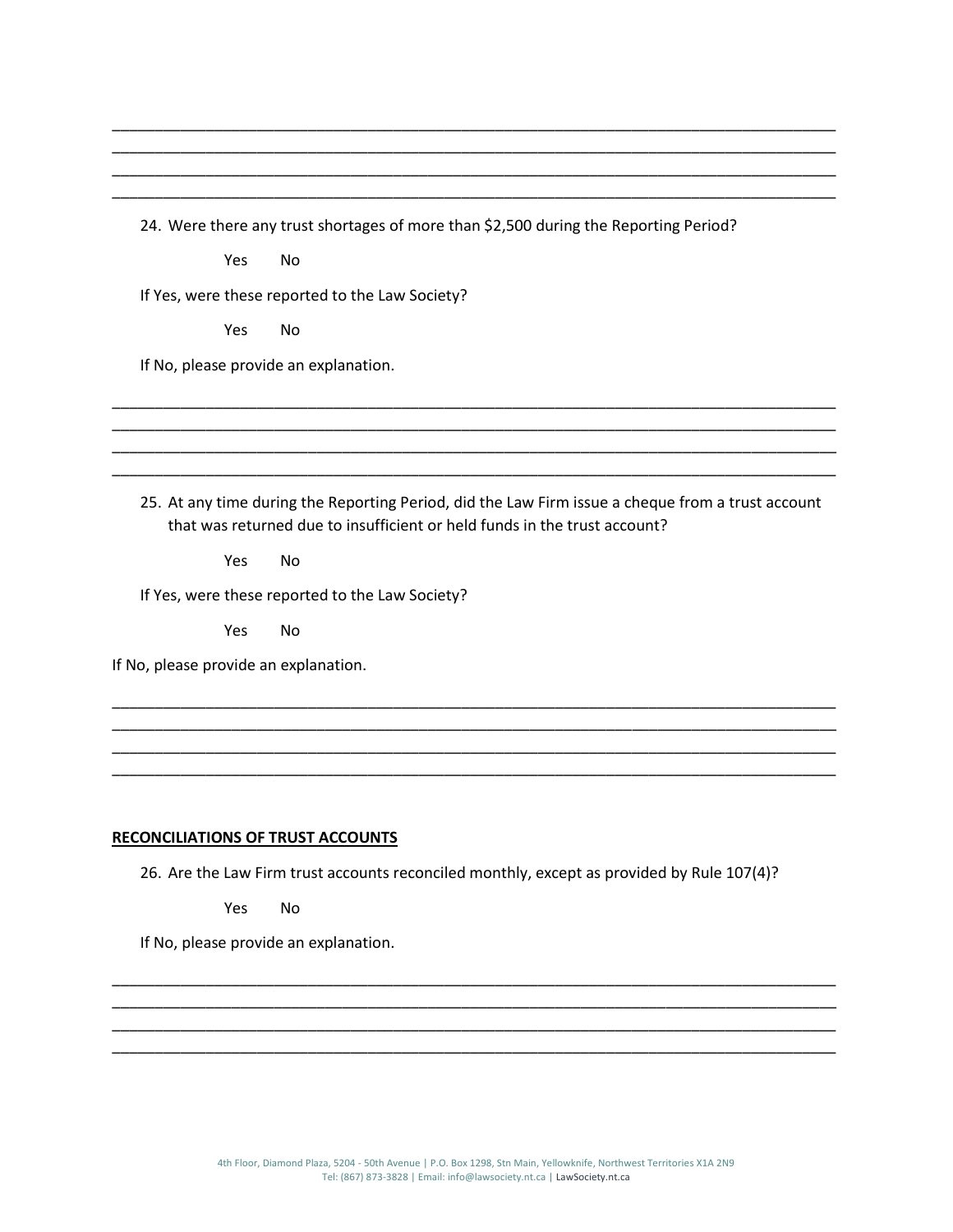\_\_\_\_\_\_\_\_\_\_\_\_\_\_\_\_\_\_\_\_\_\_\_\_\_\_\_\_\_\_\_\_\_\_\_\_\_\_\_\_\_\_\_\_\_\_\_\_\_\_\_\_\_\_\_\_\_\_\_\_\_\_\_\_\_\_\_\_\_\_\_\_\_\_\_\_\_\_
\_\_\_\_\_\_\_\_\_\_\_\_\_\_\_\_\_\_\_\_\_\_\_\_\_\_\_\_\_\_\_\_\_\_\_\_\_\_\_\_\_\_\_\_\_\_\_\_\_\_\_\_\_\_\_\_\_\_\_\_\_\_\_\_\_\_\_\_\_\_\_\_\_\_\_\_\_\_
\_\_\_\_\_\_\_\_\_\_\_\_\_\_\_\_\_\_\_\_\_\_\_\_\_\_\_\_\_\_\_\_\_\_\_\_\_\_\_\_\_\_\_\_\_\_\_\_\_\_\_\_\_\_\_\_\_\_\_\_\_\_\_\_\_\_\_\_\_\_\_\_\_\_\_\_\_\_
\_\_\_\_\_\_\_\_\_\_\_\_\_\_\_\_\_\_\_\_\_\_\_\_\_\_\_\_\_\_\_\_\_\_\_\_\_\_\_\_\_\_\_\_\_\_\_\_\_\_\_\_\_\_\_\_\_\_\_\_\_\_\_\_\_\_\_\_\_\_\_\_\_\_\_\_\_\_

24. Were there any trust shortages of more than $2,500 during the Reporting Period?

    Yes No

If Yes, were these reported to the Law Society?

    Yes No

If No, please provide an explanation.

\_\_\_\_\_\_\_\_\_\_\_\_\_\_\_\_\_\_\_\_\_\_\_\_\_\_\_\_\_\_\_\_\_\_\_\_\_\_\_\_\_\_\_\_\_\_\_\_\_\_\_\_\_\_\_\_\_\_\_\_\_\_\_\_\_\_\_\_\_\_\_\_\_\_\_\_\_\_
\_\_\_\_\_\_\_\_\_\_\_\_\_\_\_\_\_\_\_\_\_\_\_\_\_\_\_\_\_\_\_\_\_\_\_\_\_\_\_\_\_\_\_\_\_\_\_\_\_\_\_\_\_\_\_\_\_\_\_\_\_\_\_\_\_\_\_\_\_\_\_\_\_\_\_\_\_\_
\_\_\_\_\_\_\_\_\_\_\_\_\_\_\_\_\_\_\_\_\_\_\_\_\_\_\_\_\_\_\_\_\_\_\_\_\_\_\_\_\_\_\_\_\_\_\_\_\_\_\_\_\_\_\_\_\_\_\_\_\_\_\_\_\_\_\_\_\_\_\_\_\_\_\_\_\_\_
\_\_\_\_\_\_\_\_\_\_\_\_\_\_\_\_\_\_\_\_\_\_\_\_\_\_\_\_\_\_\_\_\_\_\_\_\_\_\_\_\_\_\_\_\_\_\_\_\_\_\_\_\_\_\_\_\_\_\_\_\_\_\_\_\_\_\_\_\_\_\_\_\_\_\_\_\_\_

25. At any time during the Reporting Period, did the Law Firm issue a cheque from a trust account that was returned due to insufficient or held funds in the trust account?

    Yes No

If Yes, were these reported to the Law Society?

    Yes No

If No, please provide an explanation.

\_\_\_\_\_\_\_\_\_\_\_\_\_\_\_\_\_\_\_\_\_\_\_\_\_\_\_\_\_\_\_\_\_\_\_\_\_\_\_\_\_\_\_\_\_\_\_\_\_\_\_\_\_\_\_\_\_\_\_\_\_\_\_\_\_\_\_\_\_\_\_\_\_\_\_\_\_\_
\_\_\_\_\_\_\_\_\_\_\_\_\_\_\_\_\_\_\_\_\_\_\_\_\_\_\_\_\_\_\_\_\_\_\_\_\_\_\_\_\_\_\_\_\_\_\_\_\_\_\_\_\_\_\_\_\_\_\_\_\_\_\_\_\_\_\_\_\_\_\_\_\_\_\_\_\_\_
\_\_\_\_\_\_\_\_\_\_\_\_\_\_\_\_\_\_\_\_\_\_\_\_\_\_\_\_\_\_\_\_\_\_\_\_\_\_\_\_\_\_\_\_\_\_\_\_\_\_\_\_\_\_\_\_\_\_\_\_\_\_\_\_\_\_\_\_\_\_\_\_\_\_\_\_\_\_
\_\_\_\_\_\_\_\_\_\_\_\_\_\_\_\_\_\_\_\_\_\_\_\_\_\_\_\_\_\_\_\_\_\_\_\_\_\_\_\_\_\_\_\_\_\_\_\_\_\_\_\_\_\_\_\_\_\_\_\_\_\_\_\_\_\_\_\_\_\_\_\_\_\_\_\_\_\_

## RECONCILIATIONS OF TRUST ACCOUNTS

26. Are the Law Firm trust accounts reconciled monthly, except as provided by Rule 107(4)?

    Yes No

If No, please provide an explanation.

\_\_\_\_\_\_\_\_\_\_\_\_\_\_\_\_\_\_\_\_\_\_\_\_\_\_\_\_\_\_\_\_\_\_\_\_\_\_\_\_\_\_\_\_\_\_\_\_\_\_\_\_\_\_\_\_\_\_\_\_\_\_\_\_\_\_\_\_\_\_\_\_\_\_\_\_\_\_
\_\_\_\_\_\_\_\_\_\_\_\_\_\_\_\_\_\_\_\_\_\_\_\_\_\_\_\_\_\_\_\_\_\_\_\_\_\_\_\_\_\_\_\_\_\_\_\_\_\_\_\_\_\_\_\_\_\_\_\_\_\_\_\_\_\_\_\_\_\_\_\_\_\_\_\_\_\_
\_\_\_\_\_\_\_\_\_\_\_\_\_\_\_\_\_\_\_\_\_\_\_\_\_\_\_\_\_\_\_\_\_\_\_\_\_\_\_\_\_\_\_\_\_\_\_\_\_\_\_\_\_\_\_\_\_\_\_\_\_\_\_\_\_\_\_\_\_\_\_\_\_\_\_\_\_\_
\_\_\_\_\_\_\_\_\_\_\_\_\_\_\_\_\_\_\_\_\_\_\_\_\_\_\_\_\_\_\_\_\_\_\_\_\_\_\_\_\_\_\_\_\_\_\_\_\_\_\_\_\_\_\_\_\_\_\_\_\_\_\_\_\_\_\_\_\_\_\_\_\_\_\_\_\_\_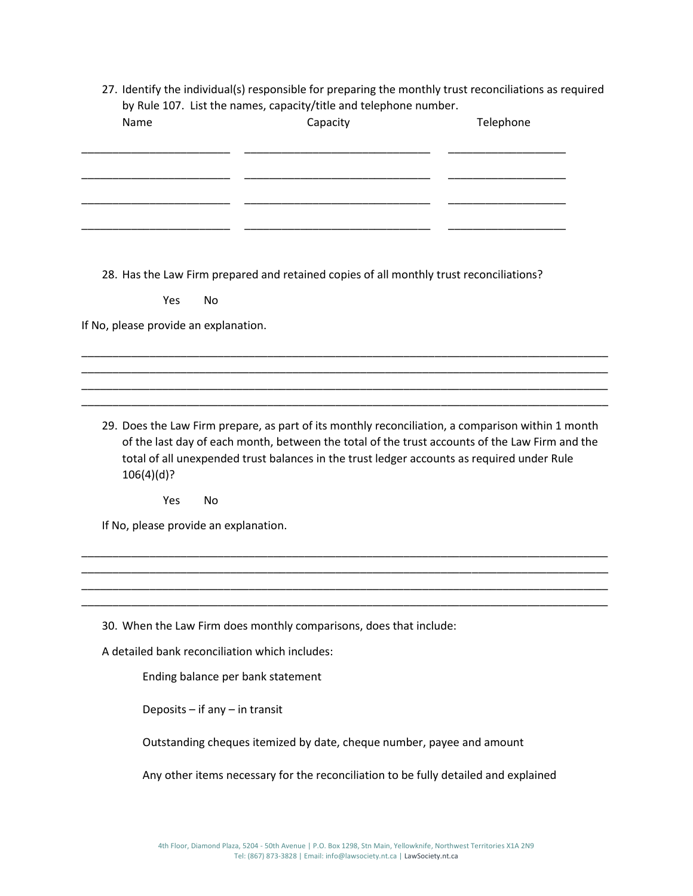27. Identify the individual(s) responsible for preparing the monthly trust reconciliations as required by Rule 107. List the names, capacity/title and telephone number.

| Name | Capacity | Telephone |
|---|---|---|
| ________________________ | ______________________________ | ___________________ |
| ________________________ | ______________________________ | ___________________ |
| ________________________ | ______________________________ | ___________________ |
| ________________________ | ______________________________ | ___________________ |

28. Has the Law Firm prepared and retained copies of all monthly trust reconciliations?

    Yes    No

If No, please provide an explanation.

_____________________________________________________________________________________
_____________________________________________________________________________________
_____________________________________________________________________________________
_____________________________________________________________________________________

29. Does the Law Firm prepare, as part of its monthly reconciliation, a comparison within 1 month of the last day of each month, between the total of the trust accounts of the Law Firm and the total of all unexpended trust balances in the trust ledger accounts as required under Rule 106(4)(d)?

    Yes    No

If No, please provide an explanation.

_____________________________________________________________________________________
_____________________________________________________________________________________
_____________________________________________________________________________________
_____________________________________________________________________________________

30. When the Law Firm does monthly comparisons, does that include:

A detailed bank reconciliation which includes:

- Ending balance per bank statement
- Deposits – if any – in transit
- Outstanding cheques itemized by date, cheque number, payee and amount
- Any other items necessary for the reconciliation to be fully detailed and explained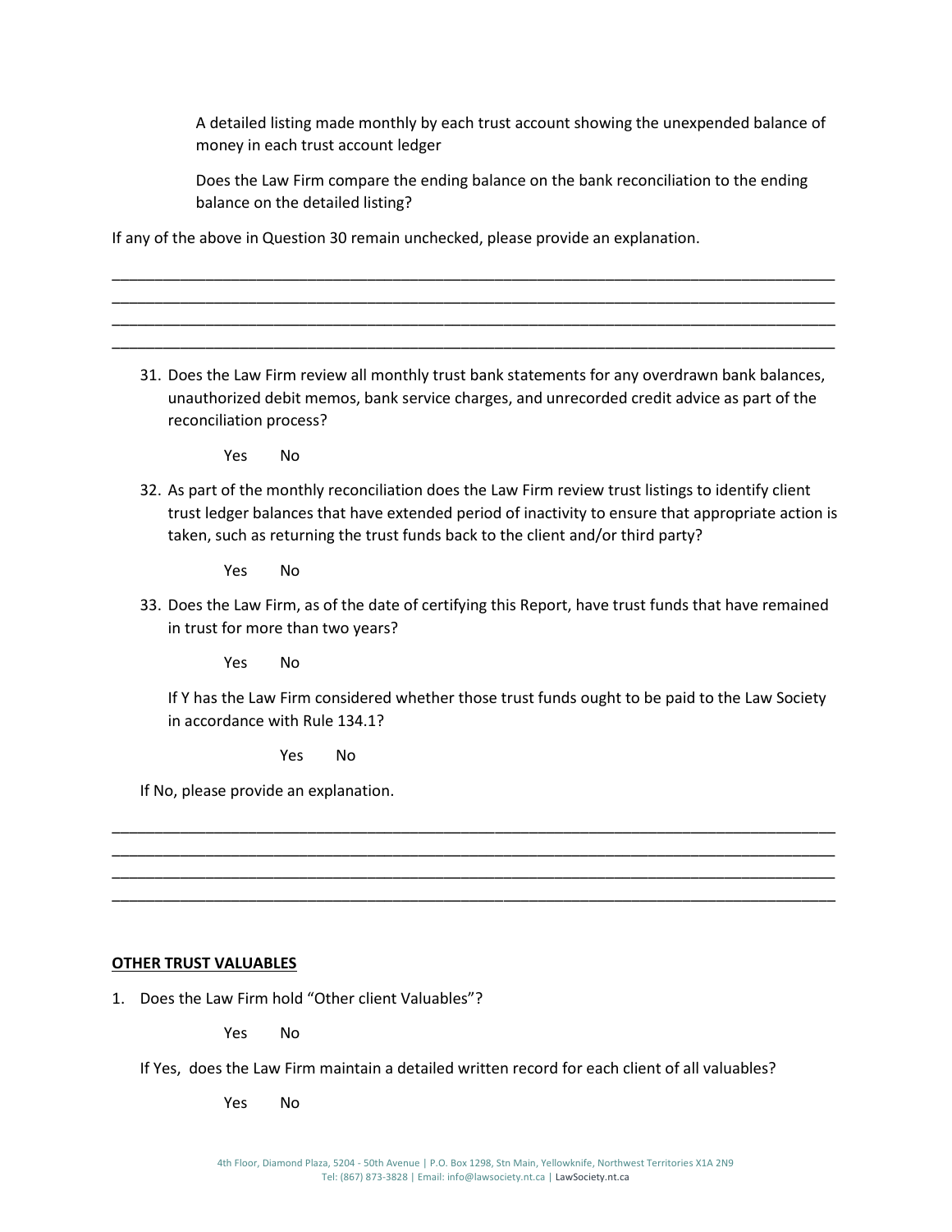A detailed listing made monthly by each trust account showing the unexpended balance of money in each trust account ledger

Does the Law Firm compare the ending balance on the bank reconciliation to the ending balance on the detailed listing?

If any of the above in Question 30 remain unchecked, please provide an explanation.

_______________________________________________________________________________________
_______________________________________________________________________________________
_______________________________________________________________________________________
_______________________________________________________________________________________

31. Does the Law Firm review all monthly trust bank statements for any overdrawn bank balances, unauthorized debit memos, bank service charges, and unrecorded credit advice as part of the reconciliation process?

    Yes No

32. As part of the monthly reconciliation does the Law Firm review trust listings to identify client trust ledger balances that have extended period of inactivity to ensure that appropriate action is taken, such as returning the trust funds back to the client and/or third party?

    Yes No

33. Does the Law Firm, as of the date of certifying this Report, have trust funds that have remained in trust for more than two years?

    Yes No

    If Y has the Law Firm considered whether those trust funds ought to be paid to the Law Society in accordance with Rule 134.1?

    Yes No

    If No, please provide an explanation.

_______________________________________________________________________________________
_______________________________________________________________________________________
_______________________________________________________________________________________
_______________________________________________________________________________________

**OTHER TRUST VALUABLES**

1. Does the Law Firm hold "Other client Valuables"?

    Yes No

    If Yes, does the Law Firm maintain a detailed written record for each client of all valuables?

    Yes No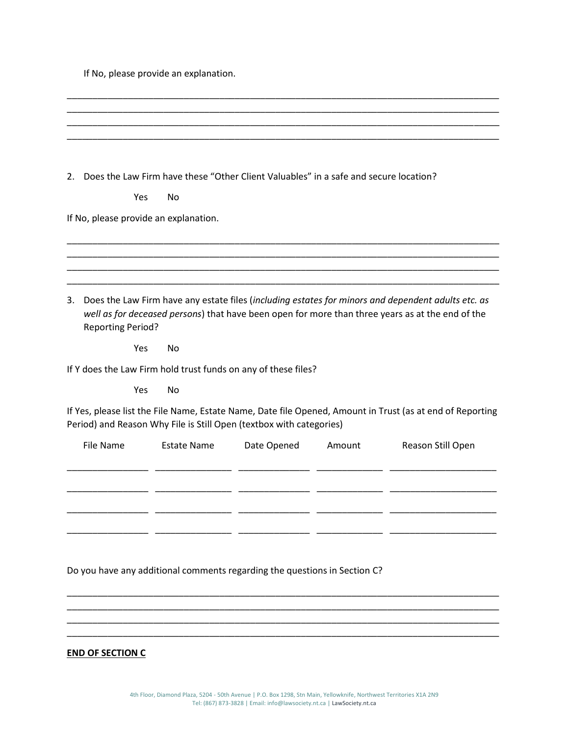If No, please provide an explanation.

____________________________________________________________________________________
____________________________________________________________________________________
____________________________________________________________________________________
____________________________________________________________________________________

2. Does the Law Firm have these "Other Client Valuables" in a safe and secure location?

   Yes   No

If No, please provide an explanation.

____________________________________________________________________________________
____________________________________________________________________________________
____________________________________________________________________________________
____________________________________________________________________________________

3. Does the Law Firm have any estate files (*including estates for minors and dependent adults etc. as well as for deceased persons*) that have been open for more than three years as at the end of the Reporting Period?

   Yes   No

If Y does the Law Firm hold trust funds on any of these files?

   Yes   No

If Yes, please list the File Name, Estate Name, Date file Opened, Amount in Trust (as at end of Reporting Period) and Reason Why File is Still Open (textbox with categories)

| File Name | Estate Name | Date Opened | Amount | Reason Still Open |
|---|---|---|---|---|
| | | | | |
| | | | | |
| | | | | |
| | | | | |

Do you have any additional comments regarding the questions in Section C?

____________________________________________________________________________________
____________________________________________________________________________________
____________________________________________________________________________________
____________________________________________________________________________________

**END OF SECTION C**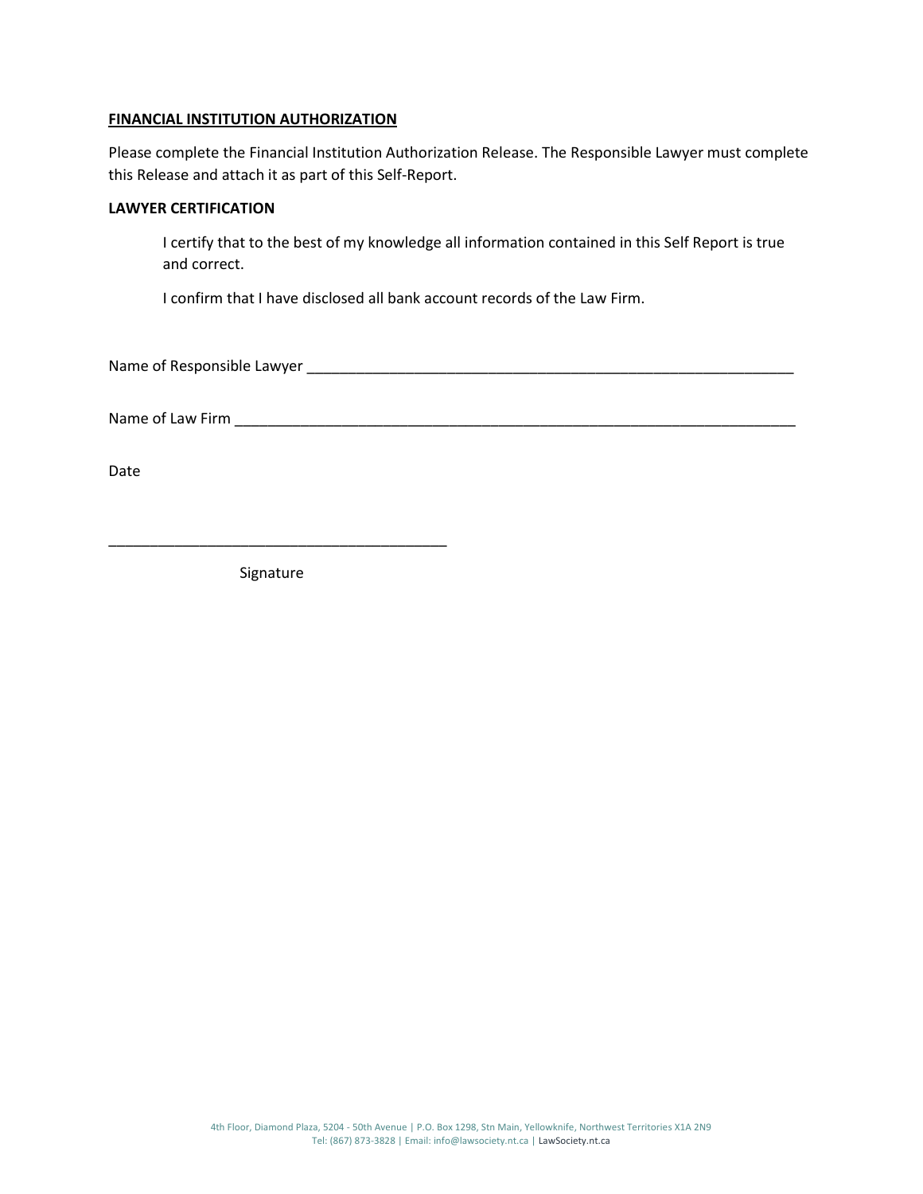**<u>FINANCIAL INSTITUTION AUTHORIZATION</u>**

Please complete the Financial Institution Authorization Release. The Responsible Lawyer must complete this Release and attach it as part of this Self-Report.

**LAWYER CERTIFICATION**

> I certify that to the best of my knowledge all information contained in this Self Report is true and correct.
>
> I confirm that I have disclosed all bank account records of the Law Firm.

Name of Responsible Lawyer ______________________________________________________________

Name of Law Firm ______________________________________________________________________

Date

__________________________________________
Signature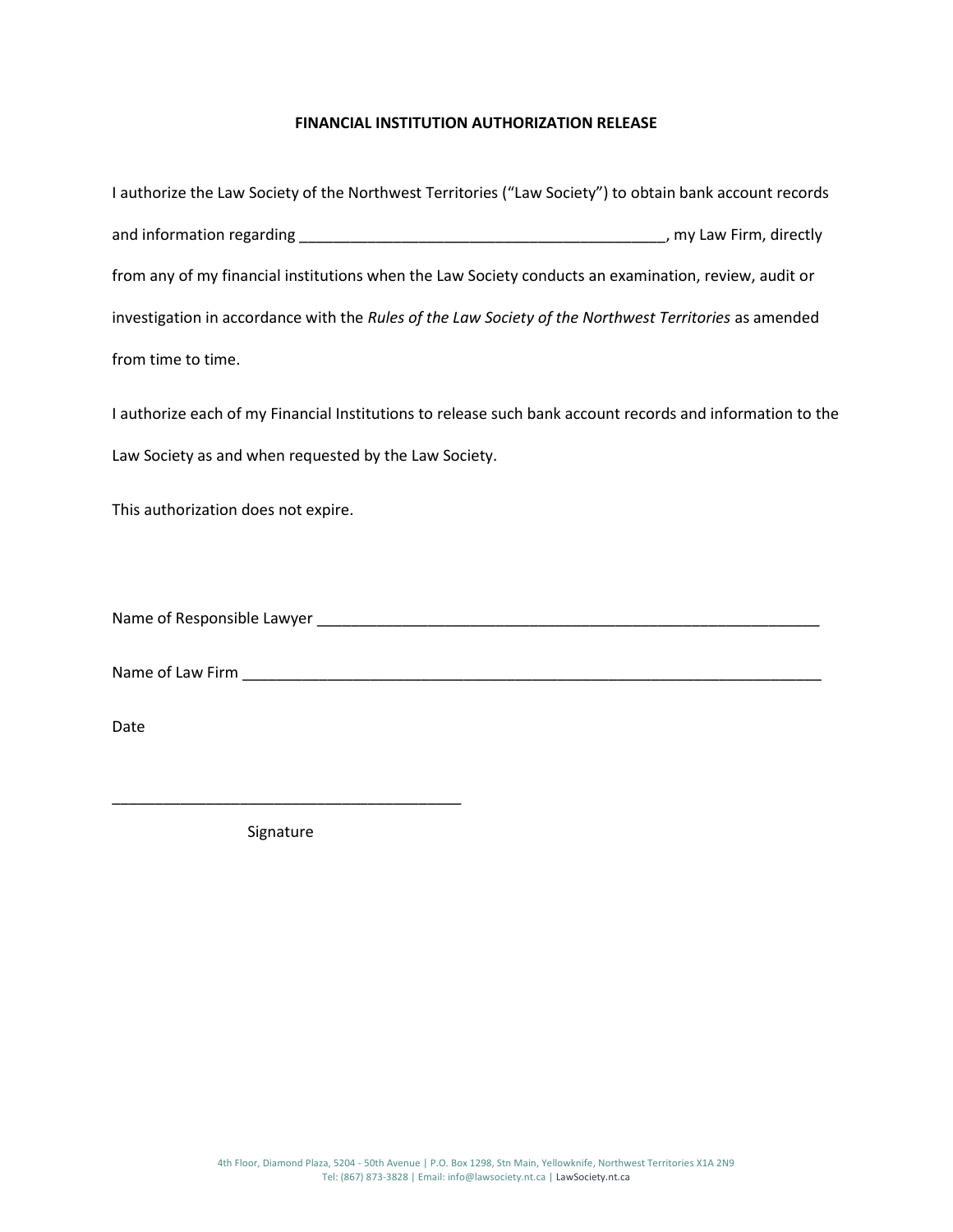**FINANCIAL INSTITUTION AUTHORIZATION RELEASE**

I authorize the Law Society of the Northwest Territories ("Law Society") to obtain bank account records and information regarding ____________________________________________, my Law Firm, directly from any of my financial institutions when the Law Society conducts an examination, review, audit or investigation in accordance with the *Rules of the Law Society of the Northwest Territories* as amended from time to time.

I authorize each of my Financial Institutions to release such bank account records and information to the Law Society as and when requested by the Law Society.

This authorization does not expire.

Name of Responsible Lawyer ______________________________________________________________

Name of Law Firm _______________________________________________________________________

Date

__________________________________________

Signature

4th Floor, Diamond Plaza, 5204 - 50th Avenue | P.O. Box 1298, Stn Main, Yellowknife, Northwest Territories X1A 2N9
Tel: (867) 873-3828 | Email: info@lawsociety.nt.ca | LawSociety.nt.ca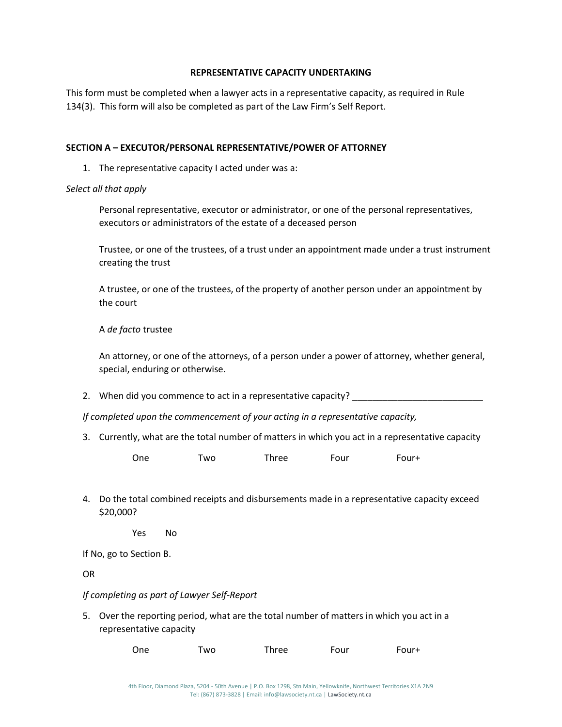**REPRESENTATIVE CAPACITY UNDERTAKING**

This form must be completed when a lawyer acts in a representative capacity, as required in Rule 134(3). This form will also be completed as part of the Law Firm's Self Report.

**SECTION A – EXECUTOR/PERSONAL REPRESENTATIVE/POWER OF ATTORNEY**

1. The representative capacity I acted under was a:

*Select all that apply*

Personal representative, executor or administrator, or one of the personal representatives, executors or administrators of the estate of a deceased person

Trustee, or one of the trustees, of a trust under an appointment made under a trust instrument creating the trust

A trustee, or one of the trustees, of the property of another person under an appointment by the court

A *de facto* trustee

An attorney, or one of the attorneys, of a person under a power of attorney, whether general, special, enduring or otherwise.

2. When did you commence to act in a representative capacity? __________________________

*If completed upon the commencement of your acting in a representative capacity,*

3. Currently, what are the total number of matters in which you act in a representative capacity

One Two Three Four Four+

4. Do the total combined receipts and disbursements made in a representative capacity exceed $20,000?

Yes No

If No, go to Section B.

OR

*If completing as part of Lawyer Self-Report*

5. Over the reporting period, what are the total number of matters in which you act in a representative capacity

One Two Three Four Four+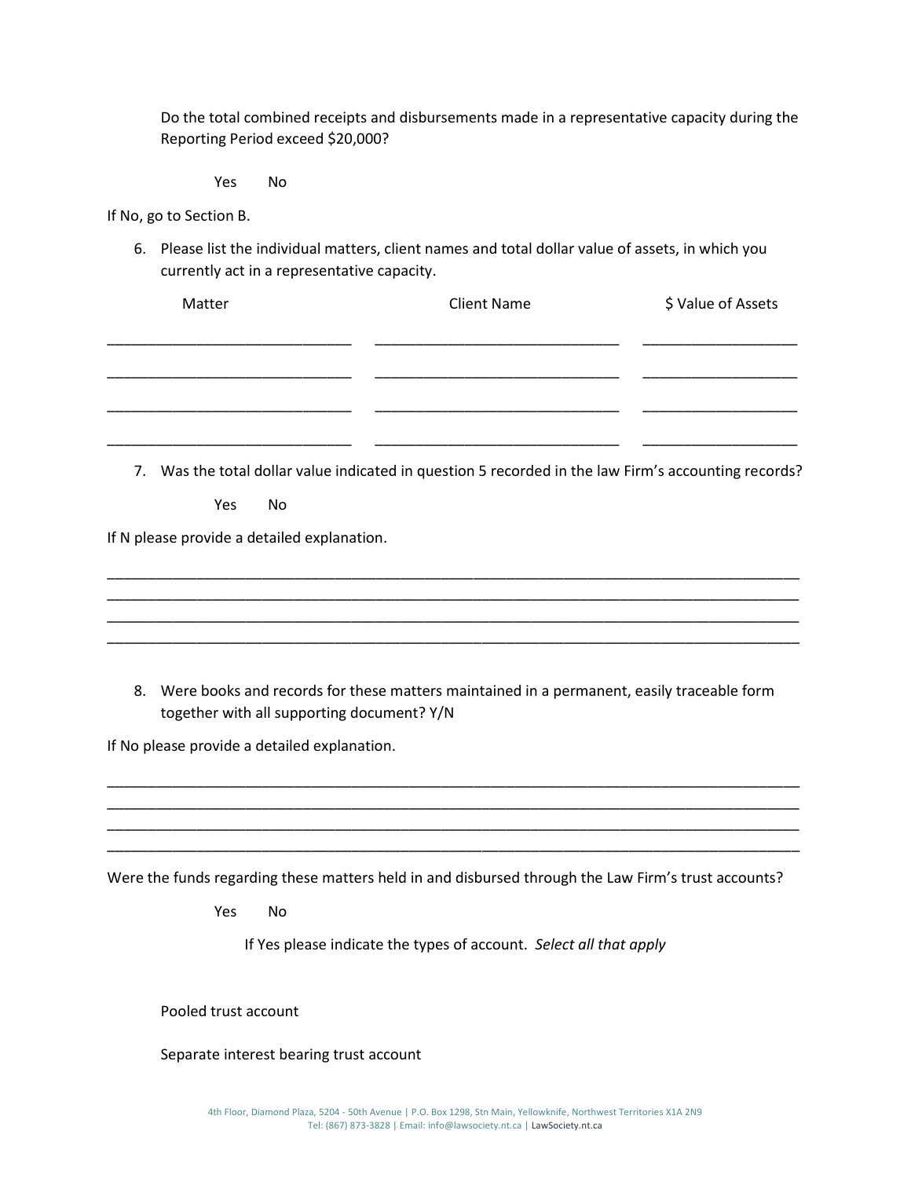Do the total combined receipts and disbursements made in a representative capacity during the Reporting Period exceed $20,000?

Yes No

If No, go to Section B.

6. Please list the individual matters, client names and total dollar value of assets, in which you currently act in a representative capacity.

| Matter | Client Name | $ Value of Assets |
|---|---|---|
| ______________________________ | ______________________________ | ___________________ |
| ______________________________ | ______________________________ | ___________________ |
| ______________________________ | ______________________________ | ___________________ |
| ______________________________ | ______________________________ | ___________________ |

7. Was the total dollar value indicated in question 5 recorded in the law Firm's accounting records?

Yes No

If N please provide a detailed explanation.

_________________________________________________________________________________________
_________________________________________________________________________________________
_________________________________________________________________________________________
_________________________________________________________________________________________

8. Were books and records for these matters maintained in a permanent, easily traceable form together with all supporting document? Y/N

If No please provide a detailed explanation.

_________________________________________________________________________________________
_________________________________________________________________________________________
_________________________________________________________________________________________
_________________________________________________________________________________________

Were the funds regarding these matters held in and disbursed through the Law Firm's trust accounts?

Yes No

If Yes please indicate the types of account. *Select all that apply*

Pooled trust account

Separate interest bearing trust account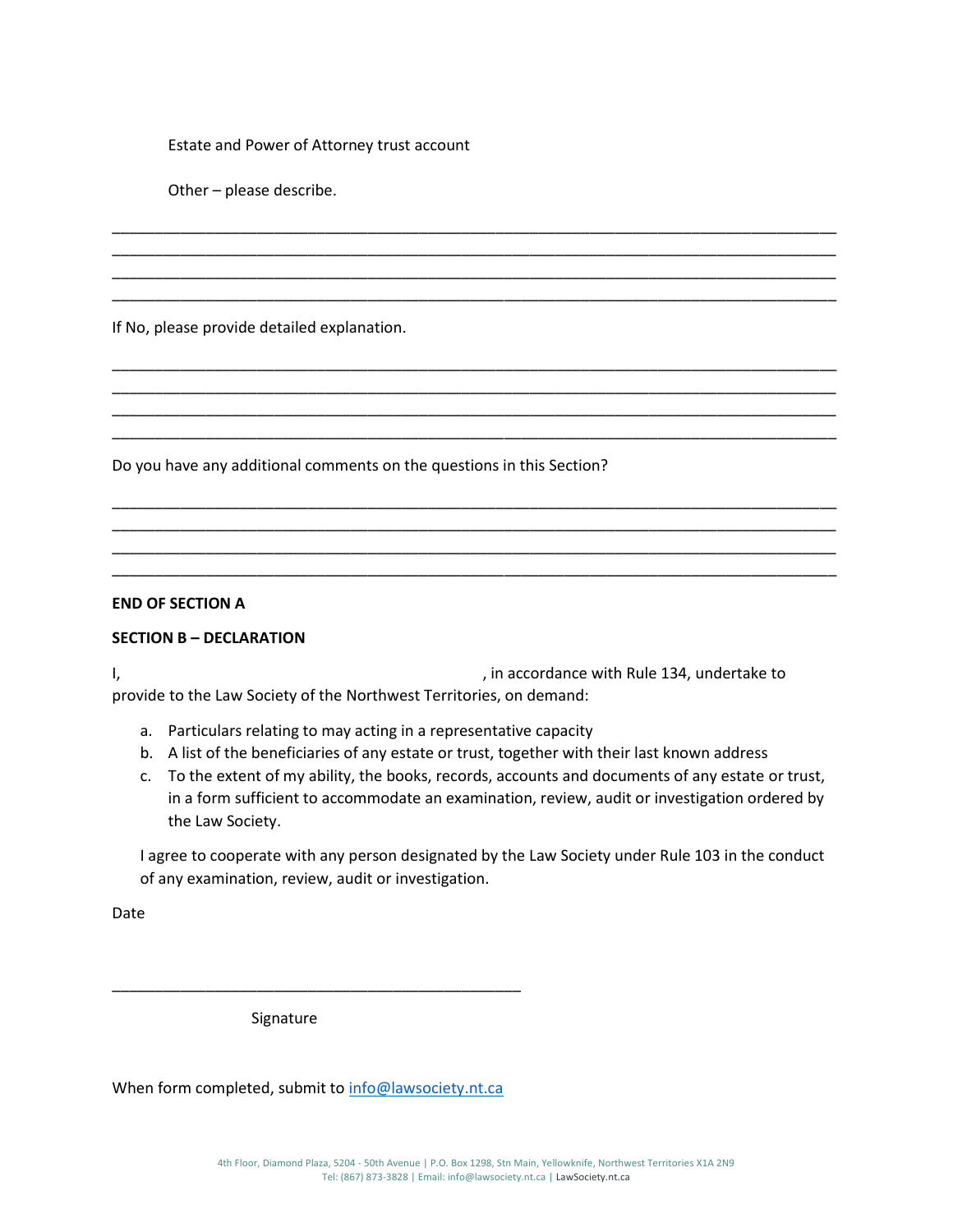Estate and Power of Attorney trust account

Other – please describe.

___________________________________________________________________________
___________________________________________________________________________
___________________________________________________________________________
___________________________________________________________________________

If No, please provide detailed explanation.

___________________________________________________________________________
___________________________________________________________________________
___________________________________________________________________________
___________________________________________________________________________

Do you have any additional comments on the questions in this Section?

___________________________________________________________________________
___________________________________________________________________________
___________________________________________________________________________
___________________________________________________________________________

**END OF SECTION A**

**SECTION B – DECLARATION**

I, , in accordance with Rule 134, undertake to provide to the Law Society of the Northwest Territories, on demand:

a. Particulars relating to may acting in a representative capacity
b. A list of the beneficiaries of any estate or trust, together with their last known address
c. To the extent of my ability, the books, records, accounts and documents of any estate or trust, in a form sufficient to accommodate an examination, review, audit or investigation ordered by the Law Society.

I agree to cooperate with any person designated by the Law Society under Rule 103 in the conduct of any examination, review, audit or investigation.

Date

_____________________________________________

Signature

When form completed, submit to info@lawsociety.nt.ca

4th Floor, Diamond Plaza, 5204 - 50th Avenue | P.O. Box 1298, Stn Main, Yellowknife, Northwest Territories X1A 2N9
Tel: (867) 873-3828 | Email: info@lawsociety.nt.ca | LawSociety.nt.ca